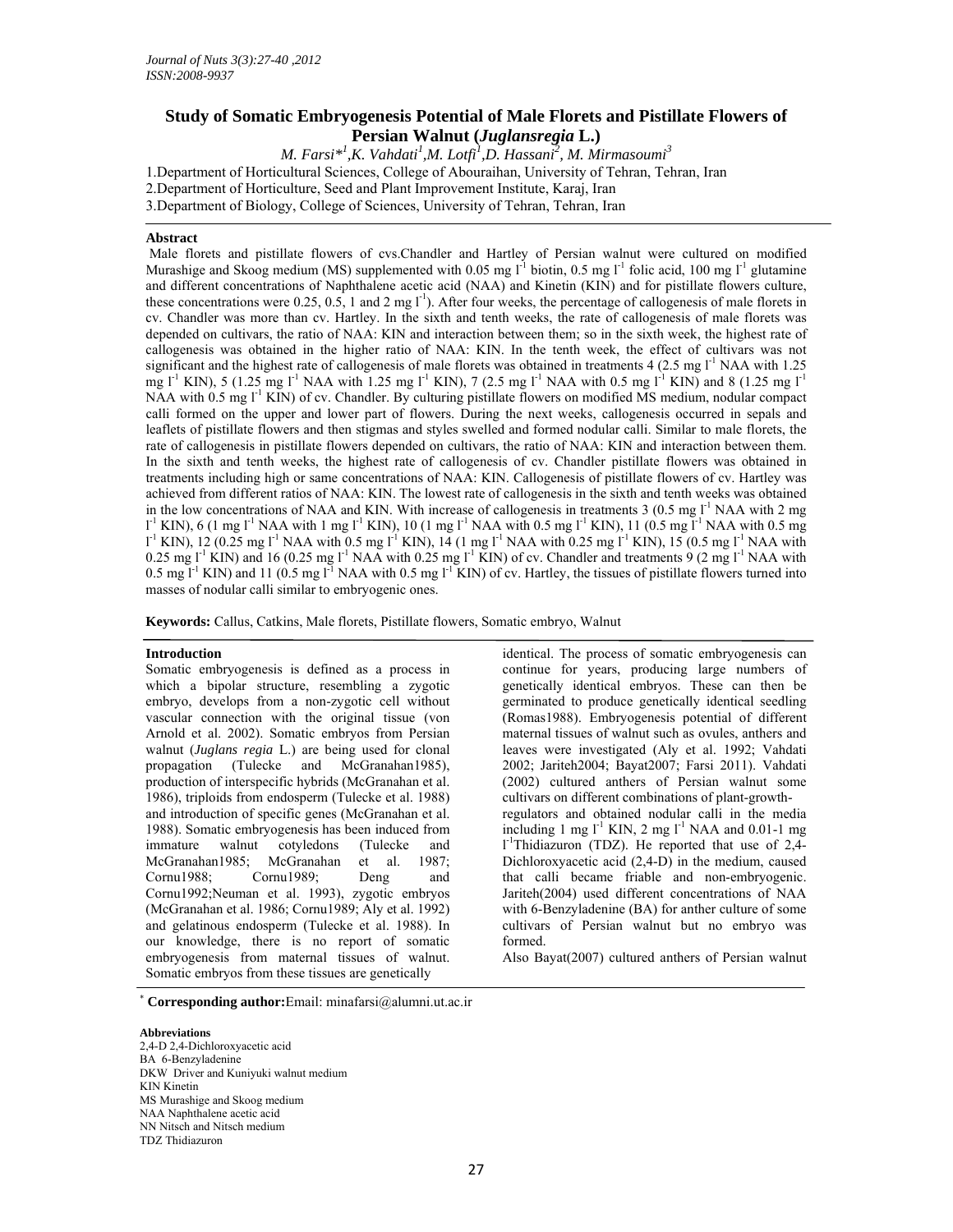# Study of Somatic Embryogenesis Potential of Male Florets and Pistillate Flowers of Persian Walnut (*Juglansregia* L.)

*M. Farsi*[*1], K. Vahdati[1], M. Lotfi[1], D. Hassani[2], M. Mirmasoumi[3]*

1.Department of Horticultural Sciences, College of Abouraihan, University of Tehran, Tehran, Iran
2.Department of Horticulture, Seed and Plant Improvement Institute, Karaj, Iran
3.Department of Biology, College of Sciences, University of Tehran, Tehran, Iran

## Abstract

Male florets and pistillate flowers of cvs.Chandler and Hartley of Persian walnut were cultured on modified Murashige and Skoog medium (MS) supplemented with 0.05 mg $l^{-1}$ biotin, 0.5 mg $l^{-1}$ folic acid, 100 mg $l^{-1}$ glutamine and different concentrations of Naphthalene acetic acid (NAA) and Kinetin (KIN) and for pistillate flowers culture, these concentrations were 0.25, 0.5, 1 and 2 mg $l^{-1}$). After four weeks, the percentage of callogenesis of male florets in cv. Chandler was more than cv. Hartley. In the sixth and tenth weeks, the rate of callogenesis of male florets was depended on cultivars, the ratio of NAA: KIN and interaction between them; so in the sixth week, the highest rate of callogenesis was obtained in the higher ratio of NAA: KIN. In the tenth week, the effect of cultivars was not significant and the highest rate of callogenesis of male florets was obtained in treatments 4 (2.5 mg $l^{-1}$ NAA with 1.25 mg $l^{-1}$ KIN), 5 (1.25 mg $l^{-1}$ NAA with 1.25 mg $l^{-1}$ KIN), 7 (2.5 mg $l^{-1}$ NAA with 0.5 mg $l^{-1}$ KIN) and 8 (1.25 mg $l^{-1}$ NAA with 0.5 mg $l^{-1}$ KIN) of cv. Chandler. By culturing pistillate flowers on modified MS medium, nodular compact calli formed on the upper and lower part of flowers. During the next weeks, callogenesis occurred in sepals and leaflets of pistillate flowers and then stigmas and styles swelled and formed nodular calli. Similar to male florets, the rate of callogenesis in pistillate flowers depended on cultivars, the ratio of NAA: KIN and interaction between them. In the sixth and tenth weeks, the highest rate of callogenesis of cv. Chandler pistillate flowers was obtained in treatments including high or same concentrations of NAA: KIN. Callogenesis of pistillate flowers of cv. Hartley was achieved from different ratios of NAA: KIN. The lowest rate of callogenesis in the sixth and tenth weeks was obtained in the low concentrations of NAA and KIN. With increase of callogenesis in treatments 3 (0.5 mg $l^{-1}$ NAA with 2 mg $l^{-1}$ KIN), 6 (1 mg $l^{-1}$ NAA with 1 mg $l^{-1}$ KIN), 10 (1 mg $l^{-1}$ NAA with 0.5 mg $l^{-1}$ KIN), 11 (0.5 mg $l^{-1}$ NAA with 0.5 mg $l^{-1}$ KIN), 12 (0.25 mg $l^{-1}$ NAA with 0.5 mg $l^{-1}$ KIN), 14 (1 mg $l^{-1}$ NAA with 0.25 mg $l^{-1}$ KIN), 15 (0.5 mg $l^{-1}$ NAA with 0.25 mg $l^{-1}$ KIN) and 16 (0.25 mg $l^{-1}$ NAA with 0.25 mg $l^{-1}$ KIN) of cv. Chandler and treatments 9 (2 mg $l^{-1}$ NAA with 0.5 mg $l^{-1}$ KIN) and 11 (0.5 mg $l^{-1}$ NAA with 0.5 mg $l^{-1}$ KIN) of cv. Hartley, the tissues of pistillate flowers turned into masses of nodular calli similar to embryogenic ones.

**Keywords:** Callus, Catkins, Male florets, Pistillate flowers, Somatic embryo, Walnut

## Introduction

Somatic embryogenesis is defined as a process in which a bipolar structure, resembling a zygotic embryo, develops from a non-zygotic cell without vascular connection with the original tissue (von Arnold et al. 2002). Somatic embryos from Persian walnut (*Juglans regia* L.) are being used for clonal propagation (Tulecke and McGranahan1985), production of interspecific hybrids (McGranahan et al. 1986), triploids from endosperm (Tulecke et al. 1988) and introduction of specific genes (McGranahan et al. 1988). Somatic embryogenesis has been induced from immature walnut cotyledons (Tulecke and McGranahan1985; McGranahan et al. 1987; Cornu1988; Cornu1989; Deng and Cornu1992;Neuman et al. 1993), zygotic embryos (McGranahan et al. 1986; Cornu1989; Aly et al. 1992) and gelatinous endosperm (Tulecke et al. 1988). In our knowledge, there is no report of somatic embryogenesis from maternal tissues of walnut. Somatic embryos from these tissues are genetically identical. The process of somatic embryogenesis can continue for years, producing large numbers of genetically identical embryos. These can then be germinated to produce genetically identical seedling (Romas1988). Embryogenesis potential of different maternal tissues of walnut such as ovules, anthers and leaves were investigated (Aly et al. 1992; Vahdati 2002; Jariteh2004; Bayat2007; Farsi 2011). Vahdati (2002) cultured anthers of Persian walnut some cultivars on different combinations of plant-growth-regulators and obtained nodular calli in the media including 1 mg $l^{-1}$ KIN, 2 mg $l^{-1}$ NAA and 0.01-1 mg $l^{-1}$Thidiazuron (TDZ). He reported that use of 2,4-Dichloroxyacetic acid (2,4-D) in the medium, caused that calli became friable and non-embryogenic. Jariteh(2004) used different concentrations of NAA with 6-Benzyladenine (BA) for anther culture of some cultivars of Persian walnut but no embryo was formed.

Also Bayat(2007) cultured anthers of Persian walnut

---

[*] **Corresponding author:**Email: minafarsi@alumni.ut.ac.ir

**Abbreviations**
2,4-D 2,4-Dichloroxyacetic acid
BA 6-Benzyladenine
DKW Driver and Kuniyuki walnut medium
KIN Kinetin
MS Murashige and Skoog medium
NAA Naphthalene acetic acid
NN Nitsch and Nitsch medium
TDZ Thidiazuron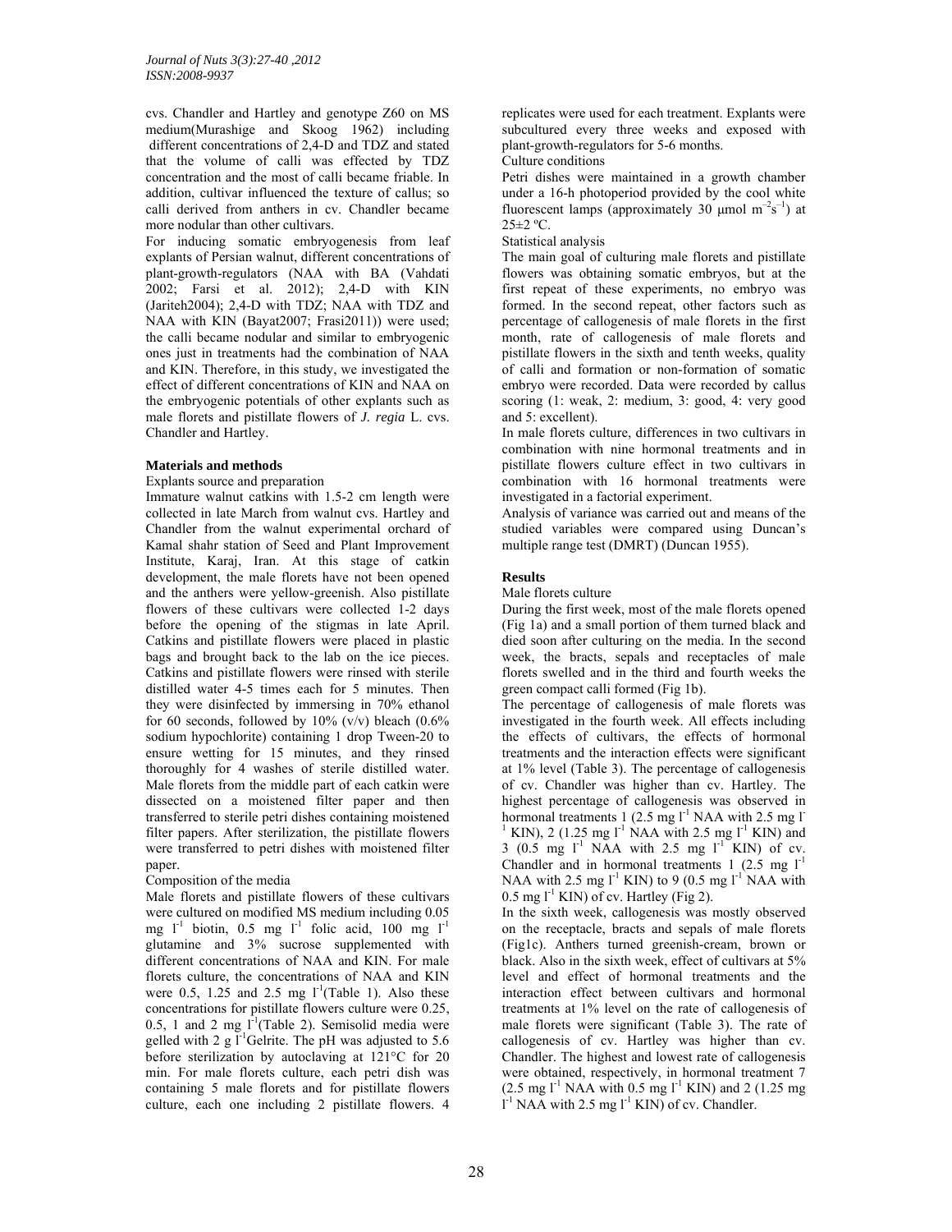cvs. Chandler and Hartley and genotype Z60 on MS medium(Murashige and Skoog 1962) including different concentrations of 2,4-D and TDZ and stated that the volume of calli was effected by TDZ concentration and the most of calli became friable. In addition, cultivar influenced the texture of callus; so calli derived from anthers in cv. Chandler became more nodular than other cultivars.

For inducing somatic embryogenesis from leaf explants of Persian walnut, different concentrations of plant-growth-regulators (NAA with BA (Vahdati 2002; Farsi et al. 2012); 2,4-D with KIN (Jariteh2004); 2,4-D with TDZ; NAA with TDZ and NAA with KIN (Bayat2007; Frasi2011)) were used; the calli became nodular and similar to embryogenic ones just in treatments had the combination of NAA and KIN. Therefore, in this study, we investigated the effect of different concentrations of KIN and NAA on the embryogenic potentials of other explants such as male florets and pistillate flowers of *J. regia* L. cvs. Chandler and Hartley.

## Materials and methods

Explants source and preparation

Immature walnut catkins with 1.5-2 cm length were collected in late March from walnut cvs. Hartley and Chandler from the walnut experimental orchard of Kamal shahr station of Seed and Plant Improvement Institute, Karaj, Iran. At this stage of catkin development, the male florets have not been opened and the anthers were yellow-greenish. Also pistillate flowers of these cultivars were collected 1-2 days before the opening of the stigmas in late April. Catkins and pistillate flowers were placed in plastic bags and brought back to the lab on the ice pieces. Catkins and pistillate flowers were rinsed with sterile distilled water 4-5 times each for 5 minutes. Then they were disinfected by immersing in 70% ethanol for 60 seconds, followed by 10% (v/v) bleach (0.6% sodium hypochlorite) containing 1 drop Tween-20 to ensure wetting for 15 minutes, and they rinsed thoroughly for 4 washes of sterile distilled water. Male florets from the middle part of each catkin were dissected on a moistened filter paper and then transferred to sterile petri dishes containing moistened filter papers. After sterilization, the pistillate flowers were transferred to petri dishes with moistened filter paper.

Composition of the media

Male florets and pistillate flowers of these cultivars were cultured on modified MS medium including 0.05 mg $l^{-1}$ biotin, 0.5 mg $l^{-1}$ folic acid, 100 mg $l^{-1}$ glutamine and 3% sucrose supplemented with different concentrations of NAA and KIN. For male florets culture, the concentrations of NAA and KIN were 0.5, 1.25 and 2.5 mg $l^{-1}$(Table 1). Also these concentrations for pistillate flowers culture were 0.25, 0.5, 1 and 2 mg $l^{-1}$(Table 2). Semisolid media were gelled with 2 g $l^{-1}$Gelrite. The pH was adjusted to 5.6 before sterilization by autoclaving at 121°C for 20 min. For male florets culture, each petri dish was containing 5 male florets and for pistillate flowers culture, each one including 2 pistillate flowers. 4 replicates were used for each treatment. Explants were subcultured every three weeks and exposed with plant-growth-regulators for 5-6 months.

Culture conditions

Petri dishes were maintained in a growth chamber under a 16-h photoperiod provided by the cool white fluorescent lamps (approximately 30 µmol $m^{-2}s^{-1}$) at 25±2 ºC.

Statistical analysis

The main goal of culturing male florets and pistillate flowers was obtaining somatic embryos, but at the first repeat of these experiments, no embryo was formed. In the second repeat, other factors such as percentage of callogenesis of male florets in the first month, rate of callogenesis of male florets and pistillate flowers in the sixth and tenth weeks, quality of calli and formation or non-formation of somatic embryo were recorded. Data were recorded by callus scoring (1: weak, 2: medium, 3: good, 4: very good and 5: excellent).

In male florets culture, differences in two cultivars in combination with nine hormonal treatments and in pistillate flowers culture effect in two cultivars in combination with 16 hormonal treatments were investigated in a factorial experiment.

Analysis of variance was carried out and means of the studied variables were compared using Duncan's multiple range test (DMRT) (Duncan 1955).

## Results

Male florets culture

During the first week, most of the male florets opened (Fig 1a) and a small portion of them turned black and died soon after culturing on the media. In the second week, the bracts, sepals and receptacles of male florets swelled and in the third and fourth weeks the green compact calli formed (Fig 1b).

The percentage of callogenesis of male florets was investigated in the fourth week. All effects including the effects of cultivars, the effects of hormonal treatments and the interaction effects were significant at 1% level (Table 3). The percentage of callogenesis of cv. Chandler was higher than cv. Hartley. The highest percentage of callogenesis was observed in hormonal treatments 1 (2.5 mg $l^{-1}$ NAA with 2.5 mg $l^{-1}$ KIN), 2 (1.25 mg $l^{-1}$ NAA with 2.5 mg $l^{-1}$ KIN) and 3 (0.5 mg $l^{-1}$ NAA with 2.5 mg $l^{-1}$ KIN) of cv. Chandler and in hormonal treatments 1 (2.5 mg $l^{-1}$ NAA with 2.5 mg $l^{-1}$ KIN) to 9 (0.5 mg $l^{-1}$ NAA with 0.5 mg $l^{-1}$ KIN) of cv. Hartley (Fig 2).

In the sixth week, callogenesis was mostly observed on the receptacle, bracts and sepals of male florets (Fig1c). Anthers turned greenish-cream, brown or black. Also in the sixth week, effect of cultivars at 5% level and effect of hormonal treatments and the interaction effect between cultivars and hormonal treatments at 1% level on the rate of callogenesis of male florets were significant (Table 3). The rate of callogenesis of cv. Hartley was higher than cv. Chandler. The highest and lowest rate of callogenesis were obtained, respectively, in hormonal treatment 7 (2.5 mg $l^{-1}$ NAA with 0.5 mg $l^{-1}$ KIN) and 2 (1.25 mg $l^{-1}$ NAA with 2.5 mg $l^{-1}$ KIN) of cv. Chandler.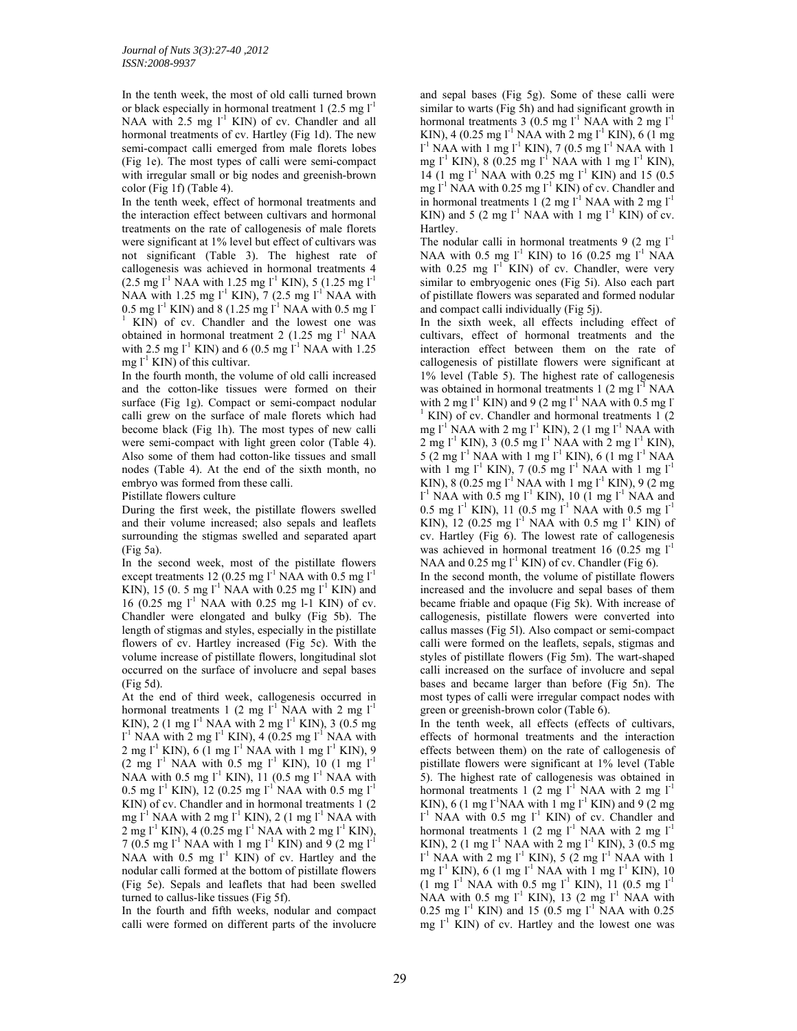In the tenth week, the most of old calli turned brown or black especially in hormonal treatment 1 (2.5 mg $l^{-1}$ NAA with 2.5 mg $l^{-1}$ KIN) of cv. Chandler and all hormonal treatments of cv. Hartley (Fig 1d). The new semi-compact calli emerged from male florets lobes (Fig 1e). The most types of calli were semi-compact with irregular small or big nodes and greenish-brown color (Fig 1f) (Table 4).

In the tenth week, effect of hormonal treatments and the interaction effect between cultivars and hormonal treatments on the rate of callogenesis of male florets were significant at 1% level but effect of cultivars was not significant (Table 3). The highest rate of callogenesis was achieved in hormonal treatments 4 (2.5 mg $l^{-1}$ NAA with 1.25 mg $l^{-1}$ KIN), 5 (1.25 mg $l^{-1}$ NAA with 1.25 mg $l^{-1}$ KIN), 7 (2.5 mg $l^{-1}$ NAA with 0.5 mg $l^{-1}$ KIN) and 8 (1.25 mg $l^{-1}$ NAA with 0.5 mg $l^{-1}$ KIN) of cv. Chandler and the lowest one was obtained in hormonal treatment 2 (1.25 mg $l^{-1}$ NAA with 2.5 mg $l^{-1}$ KIN) and 6 (0.5 mg $l^{-1}$ NAA with 1.25 mg $l^{-1}$ KIN) of this cultivar.

In the fourth month, the volume of old calli increased and the cotton-like tissues were formed on their surface (Fig 1g). Compact or semi-compact nodular calli grew on the surface of male florets which had become black (Fig 1h). The most types of new calli were semi-compact with light green color (Table 4). Also some of them had cotton-like tissues and small nodes (Table 4). At the end of the sixth month, no embryo was formed from these calli.

Pistillate flowers culture

During the first week, the pistillate flowers swelled and their volume increased; also sepals and leaflets surrounding the stigmas swelled and separated apart (Fig 5a).

In the second week, most of the pistillate flowers except treatments 12 (0.25 mg $l^{-1}$ NAA with 0.5 mg $l^{-1}$ KIN), 15 (0. 5 mg $l^{-1}$ NAA with 0.25 mg $l^{-1}$ KIN) and 16 (0.25 mg $l^{-1}$ NAA with 0.25 mg l-1 KIN) of cv. Chandler were elongated and bulky (Fig 5b). The length of stigmas and styles, especially in the pistillate flowers of cv. Hartley increased (Fig 5c). With the volume increase of pistillate flowers, longitudinal slot occurred on the surface of involucre and sepal bases (Fig 5d).

At the end of third week, callogenesis occurred in hormonal treatments 1 (2 mg $l^{-1}$ NAA with 2 mg $l^{-1}$ KIN), 2 (1 mg $l^{-1}$ NAA with 2 mg $l^{-1}$ KIN), 3 (0.5 mg $l^{-1}$ NAA with 2 mg $l^{-1}$ KIN), 4 (0.25 mg $l^{-1}$ NAA with 2 mg $l^{-1}$ KIN), 6 (1 mg $l^{-1}$ NAA with 1 mg $l^{-1}$ KIN), 9 (2 mg $l^{-1}$ NAA with 0.5 mg $l^{-1}$ KIN), 10 (1 mg $l^{-1}$ NAA with 0.5 mg $l^{-1}$ KIN), 11 (0.5 mg $l^{-1}$ NAA with 0.5 mg $l^{-1}$ KIN), 12 (0.25 mg $l^{-1}$ NAA with 0.5 mg $l^{-1}$ KIN) of cv. Chandler and in hormonal treatments 1 (2 mg $l^{-1}$ NAA with 2 mg $l^{-1}$ KIN), 2 (1 mg $l^{-1}$ NAA with 2 mg $l^{-1}$ KIN), 4 (0.25 mg $l^{-1}$ NAA with 2 mg $l^{-1}$ KIN), 7 (0.5 mg $l^{-1}$ NAA with 1 mg $l^{-1}$ KIN) and 9 (2 mg $l^{-1}$ NAA with 0.5 mg $l^{-1}$ KIN) of cv. Hartley and the nodular calli formed at the bottom of pistillate flowers (Fig 5e). Sepals and leaflets that had been swelled turned to callus-like tissues (Fig 5f).

In the fourth and fifth weeks, nodular and compact calli were formed on different parts of the involucre and sepal bases (Fig 5g). Some of these calli were similar to warts (Fig 5h) and had significant growth in hormonal treatments 3 (0.5 mg $l^{-1}$ NAA with 2 mg $l^{-1}$ KIN), 4 (0.25 mg $l^{-1}$ NAA with 2 mg $l^{-1}$ KIN), 6 (1 mg $l^{-1}$ NAA with 1 mg $l^{-1}$ KIN), 7 (0.5 mg $l^{-1}$ NAA with 1 mg $l^{-1}$ KIN), 8 (0.25 mg $l^{-1}$ NAA with 1 mg $l^{-1}$ KIN), 14 (1 mg $l^{-1}$ NAA with 0.25 mg $l^{-1}$ KIN) and 15 (0.5 mg $l^{-1}$ NAA with 0.25 mg $l^{-1}$ KIN) of cv. Chandler and in hormonal treatments 1 (2 mg $l^{-1}$ NAA with 2 mg $l^{-1}$ KIN) and 5 (2 mg $l^{-1}$ NAA with 1 mg $l^{-1}$ KIN) of cv. Hartley.

The nodular calli in hormonal treatments 9 (2 mg $l^{-1}$ NAA with 0.5 mg $l^{-1}$ KIN) to 16 (0.25 mg $l^{-1}$ NAA with 0.25 mg $l^{-1}$ KIN) of cv. Chandler, were very similar to embryogenic ones (Fig 5i). Also each part of pistillate flowers was separated and formed nodular and compact calli individually (Fig 5j).

In the sixth week, all effects including effect of cultivars, effect of hormonal treatments and the interaction effect between them on the rate of callogenesis of pistillate flowers were significant at 1% level (Table 5). The highest rate of callogenesis was obtained in hormonal treatments 1 (2 mg $l^{-1}$ NAA with 2 mg $l^{-1}$ KIN) and 9 (2 mg $l^{-1}$ NAA with 0.5 mg $l^{-1}$ KIN) of cv. Chandler and hormonal treatments 1 (2 mg $l^{-1}$ NAA with 2 mg $l^{-1}$ KIN), 2 (1 mg $l^{-1}$ NAA with 2 mg $l^{-1}$ KIN), 3 (0.5 mg $l^{-1}$ NAA with 2 mg $l^{-1}$ KIN), 5 (2 mg $l^{-1}$ NAA with 1 mg $l^{-1}$ KIN), 6 (1 mg $l^{-1}$ NAA with 1 mg $l^{-1}$ KIN), 7 (0.5 mg $l^{-1}$ NAA with 1 mg $l^{-1}$ KIN), 8 (0.25 mg $l^{-1}$ NAA with 1 mg $l^{-1}$ KIN), 9 (2 mg $l^{-1}$ NAA with 0.5 mg $l^{-1}$ KIN), 10 (1 mg $l^{-1}$ NAA and 0.5 mg $l^{-1}$ KIN), 11 (0.5 mg $l^{-1}$ NAA with 0.5 mg $l^{-1}$ KIN), 12 (0.25 mg $l^{-1}$ NAA with 0.5 mg $l^{-1}$ KIN) of cv. Hartley (Fig 6). The lowest rate of callogenesis was achieved in hormonal treatment 16 (0.25 mg $l^{-1}$ NAA and 0.25 mg $l^{-1}$ KIN) of cv. Chandler (Fig 6).

In the second month, the volume of pistillate flowers increased and the involucre and sepal bases of them became friable and opaque (Fig 5k). With increase of callogenesis, pistillate flowers were converted into callus masses (Fig 5l). Also compact or semi-compact calli were formed on the leaflets, sepals, stigmas and styles of pistillate flowers (Fig 5m). The wart-shaped calli increased on the surface of involucre and sepal bases and became larger than before (Fig 5n). The most types of calli were irregular compact nodes with green or greenish-brown color (Table 6).

In the tenth week, all effects (effects of cultivars, effects of hormonal treatments and the interaction effects between them) on the rate of callogenesis of pistillate flowers were significant at 1% level (Table 5). The highest rate of callogenesis was obtained in hormonal treatments 1 (2 mg $l^{-1}$ NAA with 2 mg $l^{-1}$ KIN), 6 (1 mg $l^{-1}$NAA with 1 mg $l^{-1}$ KIN) and 9 (2 mg $l^{-1}$ NAA with 0.5 mg $l^{-1}$ KIN) of cv. Chandler and hormonal treatments 1 (2 mg $l^{-1}$ NAA with 2 mg $l^{-1}$ KIN), 2 (1 mg $l^{-1}$ NAA with 2 mg $l^{-1}$ KIN), 3 (0.5 mg $l^{-1}$ NAA with 2 mg $l^{-1}$ KIN), 5 (2 mg $l^{-1}$ NAA with 1 mg $l^{-1}$ KIN), 6 (1 mg $l^{-1}$ NAA with 1 mg $l^{-1}$ KIN), 10 (1 mg $l^{-1}$ NAA with 0.5 mg $l^{-1}$ KIN), 11 (0.5 mg $l^{-1}$ NAA with 0.5 mg $l^{-1}$ KIN), 13 (2 mg $l^{-1}$ NAA with 0.25 mg $l^{-1}$ KIN) and 15 (0.5 mg $l^{-1}$ NAA with 0.25 mg $l^{-1}$ KIN) of cv. Hartley and the lowest one was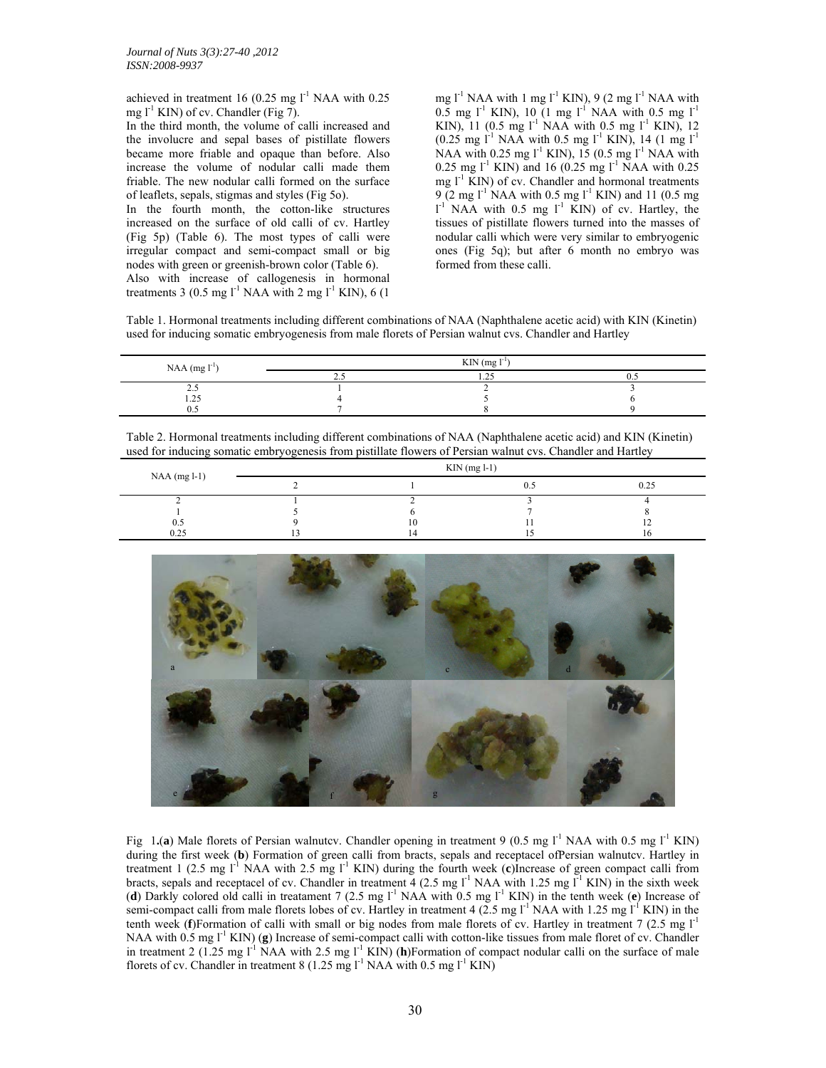achieved in treatment 16 (0.25 mg $l^{-1}$ NAA with 0.25 mg $l^{-1}$ KIN) of cv. Chandler (Fig 7).

In the third month, the volume of calli increased and the involucre and sepal bases of pistillate flowers became more friable and opaque than before. Also increase the volume of nodular calli made them friable. The new nodular calli formed on the surface of leaflets, sepals, stigmas and styles (Fig 5o).

In the fourth month, the cotton-like structures increased on the surface of old calli of cv. Hartley (Fig 5p) (Table 6). The most types of calli were irregular compact and semi-compact small or big nodes with green or greenish-brown color (Table 6).

Also with increase of callogenesis in hormonal treatments 3 (0.5 mg $l^{-1}$ NAA with 2 mg $l^{-1}$ KIN), 6 (1 mg $l^{-1}$ NAA with 1 mg $l^{-1}$ KIN), 9 (2 mg $l^{-1}$ NAA with 0.5 mg $l^{-1}$ KIN), 10 (1 mg $l^{-1}$ NAA with 0.5 mg $l^{-1}$ KIN), 11 (0.5 mg $l^{-1}$ NAA with 0.5 mg $l^{-1}$ KIN), 12 (0.25 mg $l^{-1}$ NAA with 0.5 mg $l^{-1}$ KIN), 14 (1 mg $l^{-1}$ NAA with 0.25 mg $l^{-1}$ KIN), 15 (0.5 mg $l^{-1}$ NAA with 0.25 mg $l^{-1}$ KIN) and 16 (0.25 mg $l^{-1}$ NAA with 0.25 mg $l^{-1}$ KIN) of cv. Chandler and hormonal treatments 9 (2 mg $l^{-1}$ NAA with 0.5 mg $l^{-1}$ KIN) and 11 (0.5 mg $l^{-1}$ NAA with 0.5 mg $l^{-1}$ KIN) of cv. Hartley, the tissues of pistillate flowers turned into the masses of nodular calli which were very similar to embryogenic ones (Fig 5q); but after 6 month no embryo was formed from these calli.

Table 1. Hormonal treatments including different combinations of NAA (Naphthalene acetic acid) with KIN (Kinetin) used for inducing somatic embryogenesis from male florets of Persian walnut cvs. Chandler and Hartley

| NAA (mg $l^{-1}$) | KIN (mg $l^{-1}$) | | |
|---|---|---|---|
| | 2.5 | 1.25 | 0.5 |
| 2.5 | 1 | 2 | 3 |
| 1.25 | 4 | 5 | 6 |
| 0.5 | 7 | 8 | 9 |

Table 2. Hormonal treatments including different combinations of NAA (Naphthalene acetic acid) and KIN (Kinetin) used for inducing somatic embryogenesis from pistillate flowers of Persian walnut cvs. Chandler and Hartley

| NAA (mg l-1) | KIN (mg l-1) | | | |
|---|---|---|---|---|
| | 2 | 1 | 0.5 | 0.25 |
| 2 | 1 | 2 | 3 | 4 |
| 1 | 5 | 6 | 7 | 8 |
| 0.5 | 9 | 10 | 11 | 12 |
| 0.25 | 13 | 14 | 15 | 16 |

Fig 1.(**a**) Male florets of Persian walnutcv. Chandler opening in treatment 9 (0.5 mg $l^{-1}$ NAA with 0.5 mg $l^{-1}$ KIN) during the first week (**b**) Formation of green calli from bracts, sepals and receptacel ofPersian walnutcv. Hartley in treatment 1 (2.5 mg $l^{-1}$ NAA with 2.5 mg $l^{-1}$ KIN) during the fourth week (**c**)Increase of green compact calli from bracts, sepals and receptacel of cv. Chandler in treatment 4 (2.5 mg $l^{-1}$ NAA with 1.25 mg $l^{-1}$ KIN) in the sixth week (**d**) Darkly colored old calli in treatament 7 (2.5 mg $l^{-1}$ NAA with 0.5 mg $l^{-1}$ KIN) in the tenth week (**e**) Increase of semi-compact calli from male florets lobes of cv. Hartley in treatment 4 (2.5 mg $l^{-1}$ NAA with 1.25 mg $l^{-1}$ KIN) in the tenth week (**f**)Formation of calli with small or big nodes from male florets of cv. Hartley in treatment 7 (2.5 mg $l^{-1}$ NAA with 0.5 mg $l^{-1}$ KIN) (**g**) Increase of semi-compact calli with cotton-like tissues from male floret of cv. Chandler in treatment 2 (1.25 mg $l^{-1}$ NAA with 2.5 mg $l^{-1}$ KIN) (**h**)Formation of compact nodular calli on the surface of male florets of cv. Chandler in treatment 8 (1.25 mg $l^{-1}$ NAA with 0.5 mg $l^{-1}$ KIN)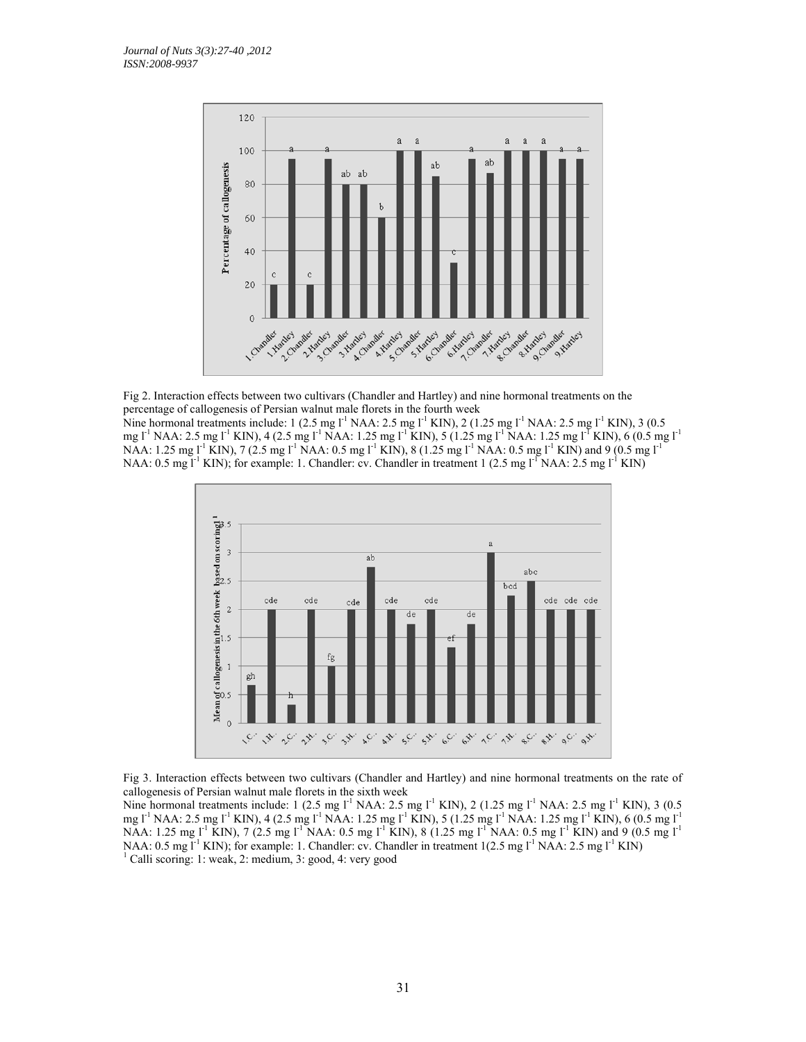Fig 2. Interaction effects between two cultivars (Chandler and Hartley) and nine hormonal treatments on the percentage of callogenesis of Persian walnut male florets in the fourth week

Nine hormonal treatments include: 1 (2.5 mg $l^{-1}$ NAA: 2.5 mg $l^{-1}$ KIN), 2 (1.25 mg $l^{-1}$ NAA: 2.5 mg $l^{-1}$ KIN), 3 (0.5 mg $l^{-1}$ NAA: 2.5 mg $l^{-1}$ KIN), 4 (2.5 mg $l^{-1}$ NAA: 1.25 mg $l^{-1}$ KIN), 5 (1.25 mg $l^{-1}$ NAA: 1.25 mg $l^{-1}$ KIN), 6 (0.5 mg $l^{-1}$ NAA: 1.25 mg $l^{-1}$ KIN), 7 (2.5 mg $l^{-1}$ NAA: 0.5 mg $l^{-1}$ KIN), 8 (1.25 mg $l^{-1}$ NAA: 0.5 mg $l^{-1}$ KIN) and 9 (0.5 mg $l^{-1}$ NAA: 0.5 mg $l^{-1}$ KIN); for example: 1. Chandler: cv. Chandler in treatment 1 (2.5 mg $l^{-1}$ NAA: 2.5 mg $l^{-1}$ KIN)

Fig 3. Interaction effects between two cultivars (Chandler and Hartley) and nine hormonal treatments on the rate of callogenesis of Persian walnut male florets in the sixth week

Nine hormonal treatments include: 1 (2.5 mg $l^{-1}$ NAA: 2.5 mg $l^{-1}$ KIN), 2 (1.25 mg $l^{-1}$ NAA: 2.5 mg $l^{-1}$ KIN), 3 (0.5 mg $l^{-1}$ NAA: 2.5 mg $l^{-1}$ KIN), 4 (2.5 mg $l^{-1}$ NAA: 1.25 mg $l^{-1}$ KIN), 5 (1.25 mg $l^{-1}$ NAA: 1.25 mg $l^{-1}$ KIN), 6 (0.5 mg $l^{-1}$ NAA: 1.25 mg $l^{-1}$ KIN), 7 (2.5 mg $l^{-1}$ NAA: 0.5 mg $l^{-1}$ KIN), 8 (1.25 mg $l^{-1}$ NAA: 0.5 mg $l^{-1}$ KIN) and 9 (0.5 mg $l^{-1}$ NAA: 0.5 mg $l^{-1}$ KIN); for example: 1. Chandler: cv. Chandler in treatment 1(2.5 mg $l^{-1}$ NAA: 2.5 mg $l^{-1}$ KIN)

[1] Calli scoring: 1: weak, 2: medium, 3: good, 4: very good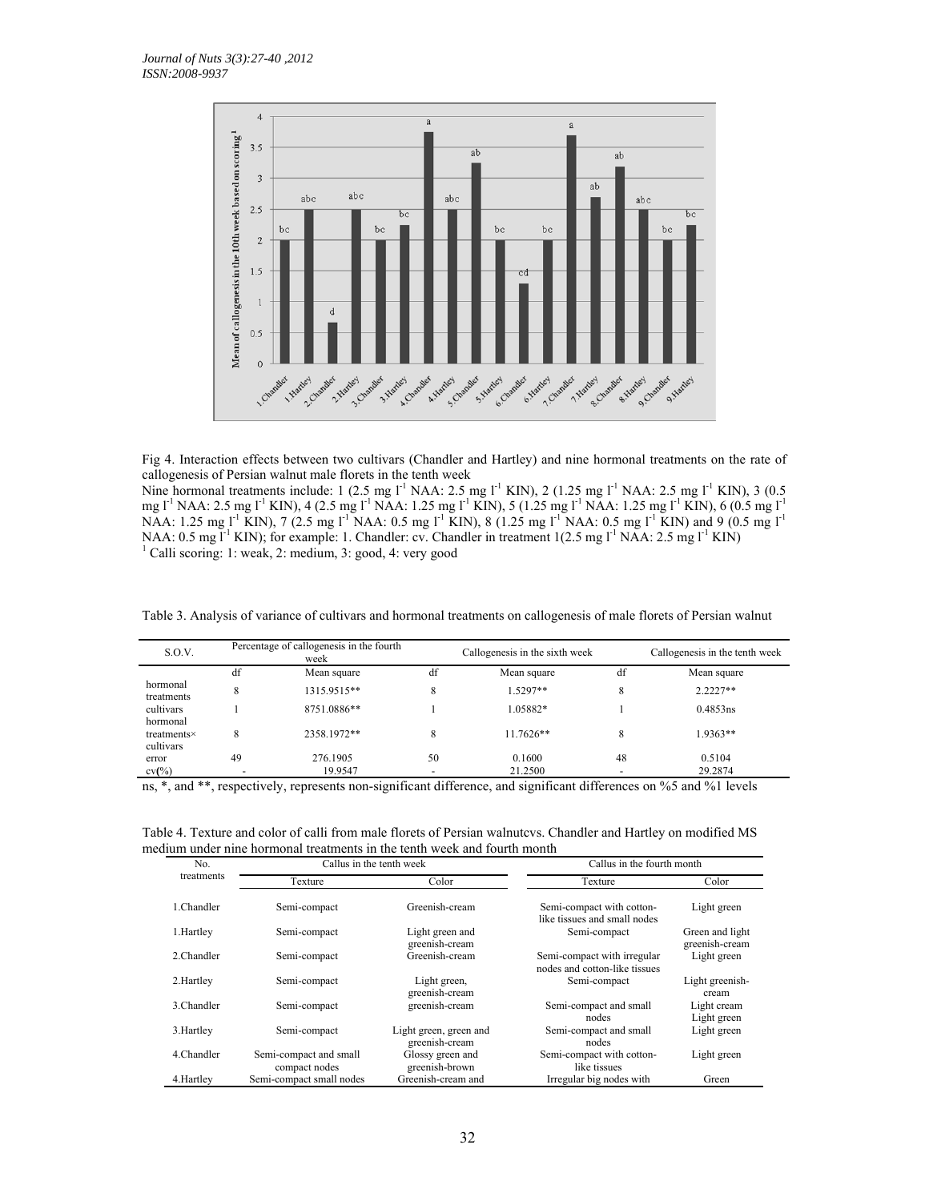Fig 4. Interaction effects between two cultivars (Chandler and Hartley) and nine hormonal treatments on the rate of callogenesis of Persian walnut male florets in the tenth week

Nine hormonal treatments include: 1 (2.5 mg $l^{-1}$ NAA: 2.5 mg $l^{-1}$ KIN), 2 (1.25 mg $l^{-1}$ NAA: 2.5 mg $l^{-1}$ KIN), 3 (0.5 mg $l^{-1}$ NAA: 2.5 mg $l^{-1}$ KIN), 4 (2.5 mg $l^{-1}$ NAA: 1.25 mg $l^{-1}$ KIN), 5 (1.25 mg $l^{-1}$ NAA: 1.25 mg $l^{-1}$ KIN), 6 (0.5 mg $l^{-1}$ NAA: 1.25 mg $l^{-1}$ KIN), 7 (2.5 mg $l^{-1}$ NAA: 0.5 mg $l^{-1}$ KIN), 8 (1.25 mg $l^{-1}$ NAA: 0.5 mg $l^{-1}$ KIN) and 9 (0.5 mg $l^{-1}$ NAA: 0.5 mg $l^{-1}$ KIN); for example: 1. Chandler: cv. Chandler in treatment 1(2.5 mg $l^{-1}$ NAA: 2.5 mg $l^{-1}$ KIN)

[1] Calli scoring: 1: weak, 2: medium, 3: good, 4: very good

Table 3. Analysis of variance of cultivars and hormonal treatments on callogenesis of male florets of Persian walnut

| S.O.V. | Percentage of callogenesis in the fourth week | | Callogenesis in the sixth week | | Callogenesis in the tenth week | |
|---|---|---|---|---|---|---|
| | df | Mean square | df | Mean square | df | Mean square |
| hormonal treatments | 8 | 1315.9515** | 8 | 1.5297** | 8 | 2.2227** |
| cultivars | 1 | 8751.0886** | 1 | 1.05882* | 1 | 0.4853ns |
| hormonal treatments× cultivars | 8 | 2358.1972** | 8 | 11.7626** | 8 | 1.9363** |
| error | 49 | 276.1905 | 50 | 0.1600 | 48 | 0.5104 |
| cv(%) | - | 19.9547 | - | 21.2500 | - | 29.2874 |

ns, *, and **, respectively, represents non-significant difference, and significant differences on %5 and %1 levels

Table 4. Texture and color of calli from male florets of Persian walnutcvs. Chandler and Hartley on modified MS medium under nine hormonal treatments in the tenth week and fourth month

| No. treatments | Callus in the tenth week | | Callus in the fourth month | |
|---|---|---|---|---|
| | Texture | Color | Texture | Color |
| 1.Chandler | Semi-compact | Greenish-cream | Semi-compact with cotton-like tissues and small nodes | Light green |
| 1.Hartley | Semi-compact | Light green and greenish-cream | Semi-compact | Green and light greenish-cream |
| 2.Chandler | Semi-compact | Greenish-cream | Semi-compact with irregular nodes and cotton-like tissues | Light green |
| 2.Hartley | Semi-compact | Light green, greenish-cream | Semi-compact | Light greenish-cream |
| 3.Chandler | Semi-compact | greenish-cream | Semi-compact and small nodes | Light cream Light green |
| 3.Hartley | Semi-compact | Light green, green and greenish-cream | Semi-compact and small nodes | Light green |
| 4.Chandler | Semi-compact and small compact nodes | Glossy green and greenish-brown | Semi-compact with cotton-like tissues | Light green |
| 4.Hartley | Semi-compact small nodes | Greenish-cream and | Irregular big nodes with | Green |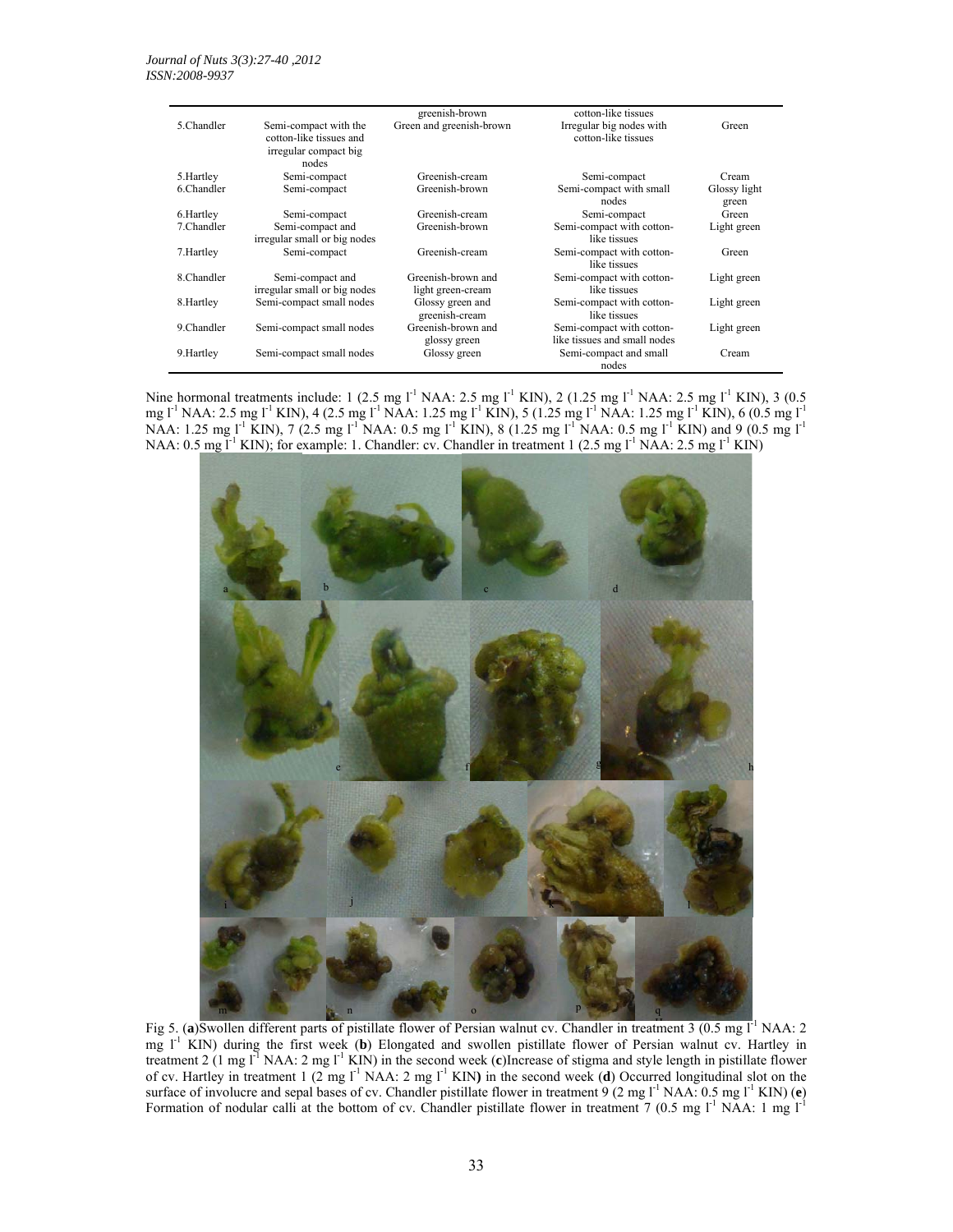|  |  | greenish-brown | cotton-like tissues |  |
|---|---|---|---|---|
| 5.Chandler | Semi-compact with the cotton-like tissues and irregular compact big nodes | Green and greenish-brown | Irregular big nodes with cotton-like tissues | Green |
| 5.Hartley | Semi-compact | Greenish-cream | Semi-compact | Cream |
| 6.Chandler | Semi-compact | Greenish-brown | Semi-compact with small nodes | Glossy light green |
| 6.Hartley | Semi-compact | Greenish-cream | Semi-compact | Green |
| 7.Chandler | Semi-compact and irregular small or big nodes | Greenish-brown | Semi-compact with cotton-like tissues | Light green |
| 7.Hartley | Semi-compact | Greenish-cream | Semi-compact with cotton-like tissues | Green |
| 8.Chandler | Semi-compact and irregular small or big nodes | Greenish-brown and light green-cream | Semi-compact with cotton-like tissues | Light green |
| 8.Hartley | Semi-compact small nodes | Glossy green and greenish-cream | Semi-compact with cotton-like tissues | Light green |
| 9.Chandler | Semi-compact small nodes | Greenish-brown and glossy green | Semi-compact with cotton-like tissues and small nodes | Light green |
| 9.Hartley | Semi-compact small nodes | Glossy green | Semi-compact and small nodes | Cream |

Nine hormonal treatments include: 1 (2.5 mg $l^{-1}$ NAA: 2.5 mg $l^{-1}$ KIN), 2 (1.25 mg $l^{-1}$ NAA: 2.5 mg $l^{-1}$ KIN), 3 (0.5 mg $l^{-1}$ NAA: 2.5 mg $l^{-1}$ KIN), 4 (2.5 mg $l^{-1}$ NAA: 1.25 mg $l^{-1}$ KIN), 5 (1.25 mg $l^{-1}$ NAA: 1.25 mg $l^{-1}$ KIN), 6 (0.5 mg $l^{-1}$ NAA: 1.25 mg $l^{-1}$ KIN), 7 (2.5 mg $l^{-1}$ NAA: 0.5 mg $l^{-1}$ KIN), 8 (1.25 mg $l^{-1}$ NAA: 0.5 mg $l^{-1}$ KIN) and 9 (0.5 mg $l^{-1}$ NAA: 0.5 mg $l^{-1}$ KIN); for example: 1. Chandler: cv. Chandler in treatment 1 (2.5 mg $l^{-1}$ NAA: 2.5 mg $l^{-1}$ KIN)

Fig 5. (**a**)Swollen different parts of pistillate flower of Persian walnut cv. Chandler in treatment 3 (0.5 mg $l^{-1}$ NAA: 2 mg $l^{-1}$ KIN) during the first week (**b**) Elongated and swollen pistillate flower of Persian walnut cv. Hartley in treatment 2 (1 mg $l^{-1}$ NAA: 2 mg $l^{-1}$ KIN) in the second week (**c**)Increase of stigma and style length in pistillate flower of cv. Hartley in treatment 1 (2 mg $l^{-1}$ NAA: 2 mg $l^{-1}$ KIN**)** in the second week (**d**) Occurred longitudinal slot on the surface of involucre and sepal bases of cv. Chandler pistillate flower in treatment 9 (2 mg $l^{-1}$ NAA: 0.5 mg $l^{-1}$ KIN) (**e**) Formation of nodular calli at the bottom of cv. Chandler pistillate flower in treatment 7 (0.5 mg $l^{-1}$ NAA: 1 mg $l^{-1}$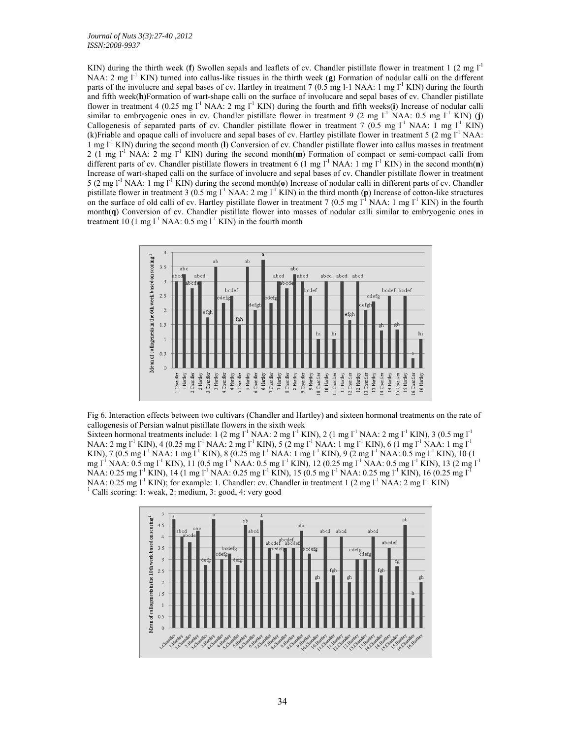KIN) during the thirth week (**f**) Swollen sepals and leaflets of cv. Chandler pistillate flower in treatment 1 (2 mg $l^{-1}$ NAA: 2 mg $l^{-1}$ KIN) turned into callus-like tissues in the thirth week (**g**) Formation of nodular calli on the different parts of the involucre and sepal bases of cv. Hartley in treatment 7 (0.5 mg l-1 NAA: 1 mg $l^{-1}$ KIN) during the fourth and fifth week(**h**)Formation of wart-shape calli on the surface of involucare and sepal bases of cv. Chandler pistillate flower in treatment 4 (0.25 mg $l^{-1}$ NAA: 2 mg $l^{-1}$ KIN) during the fourth and fifth weeks(**i**) Increase of nodular calli similar to embryogenic ones in cv. Chandler pistillate flower in treatment 9 (2 mg $l^{-1}$ NAA: 0.5 mg $l^{-1}$ KIN) (**j**) Callogenesis of separated parts of cv. Chandler pistillate flower in treatment 7 (0.5 mg $l^{-1}$ NAA: 1 mg $l^{-1}$ KIN) (k)Friable and opaque calli of involucre and sepal bases of cv. Hartley pistillate flower in treatment 5 (2 mg $l^{-1}$ NAA: 1 mg $l^{-1}$ KIN) during the second month (**l**) Conversion of cv. Chandler pistillate flower into callus masses in treatment 2 (1 mg $l^{-1}$ NAA: 2 mg $l^{-1}$ KIN) during the second month(**m**) Formation of compact or semi-compact calli from different parts of cv. Chandler pistillate flowers in treatment 6 (1 mg $l^{-1}$ NAA: 1 mg $l^{-1}$ KIN) in the second month(**n**) Increase of wart-shaped calli on the surface of involucre and sepal bases of cv. Chandler pistillate flower in treatment 5 (2 mg $l^{-1}$ NAA: 1 mg $l^{-1}$ KIN) during the second month(**o**) Increase of nodular calli in different parts of cv. Chandler pistillate flower in treatment 3 (0.5 mg $l^{-1}$ NAA: 2 mg $l^{-1}$ KIN) in the third month (**p**) Increase of cotton-like structures on the surface of old calli of cv. Hartley pistillate flower in treatment 7 (0.5 mg $l^{-1}$ NAA: 1 mg $l^{-1}$ KIN) in the fourth month(**q**) Conversion of cv. Chandler pistillate flower into masses of nodular calli similar to embryogenic ones in treatment 10 (1 mg $l^{-1}$ NAA: 0.5 mg $l^{-1}$ KIN) in the fourth month

Fig 6. Interaction effects between two cultivars (Chandler and Hartley) and sixteen hormonal treatments on the rate of callogenesis of Persian walnut pistillate flowers in the sixth week

Sixteen hormonal treatments include: 1 (2 mg $l^{-1}$ NAA: 2 mg $l^{-1}$ KIN), 2 (1 mg $l^{-1}$ NAA: 2 mg $l^{-1}$ KIN), 3 (0.5 mg $l^{-1}$ NAA: 2 mg $l^{-1}$ KIN), 4 (0.25 mg $l^{-1}$ NAA: 2 mg $l^{-1}$ KIN), 5 (2 mg $l^{-1}$ NAA: 1 mg $l^{-1}$ KIN), 6 (1 mg $l^{-1}$ NAA: 1 mg $l^{-1}$ KIN), 7 (0.5 mg $l^{-1}$ NAA: 1 mg $l^{-1}$ KIN), 8 (0.25 mg $l^{-1}$ NAA: 1 mg $l^{-1}$ KIN), 9 (2 mg $l^{-1}$ NAA: 0.5 mg $l^{-1}$ KIN), 10 (1 mg $l^{-1}$ NAA: 0.5 mg $l^{-1}$ KIN), 11 (0.5 mg $l^{-1}$ NAA: 0.5 mg $l^{-1}$ KIN), 12 (0.25 mg $l^{-1}$ NAA: 0.5 mg $l^{-1}$ KIN), 13 (2 mg $l^{-1}$ NAA: 0.25 mg $l^{-1}$ KIN), 14 (1 mg $l^{-1}$ NAA: 0.25 mg $l^{-1}$ KIN), 15 (0.5 mg $l^{-1}$ NAA: 0.25 mg $l^{-1}$ KIN), 16 (0.25 mg $l^{-1}$ NAA: 0.25 mg $l^{-1}$ KIN); for example: 1. Chandler: cv. Chandler in treatment 1 (2 mg $l^{-1}$ NAA: 2 mg $l^{-1}$ KIN)

[1] Calli scoring: 1: weak, 2: medium, 3: good, 4: very good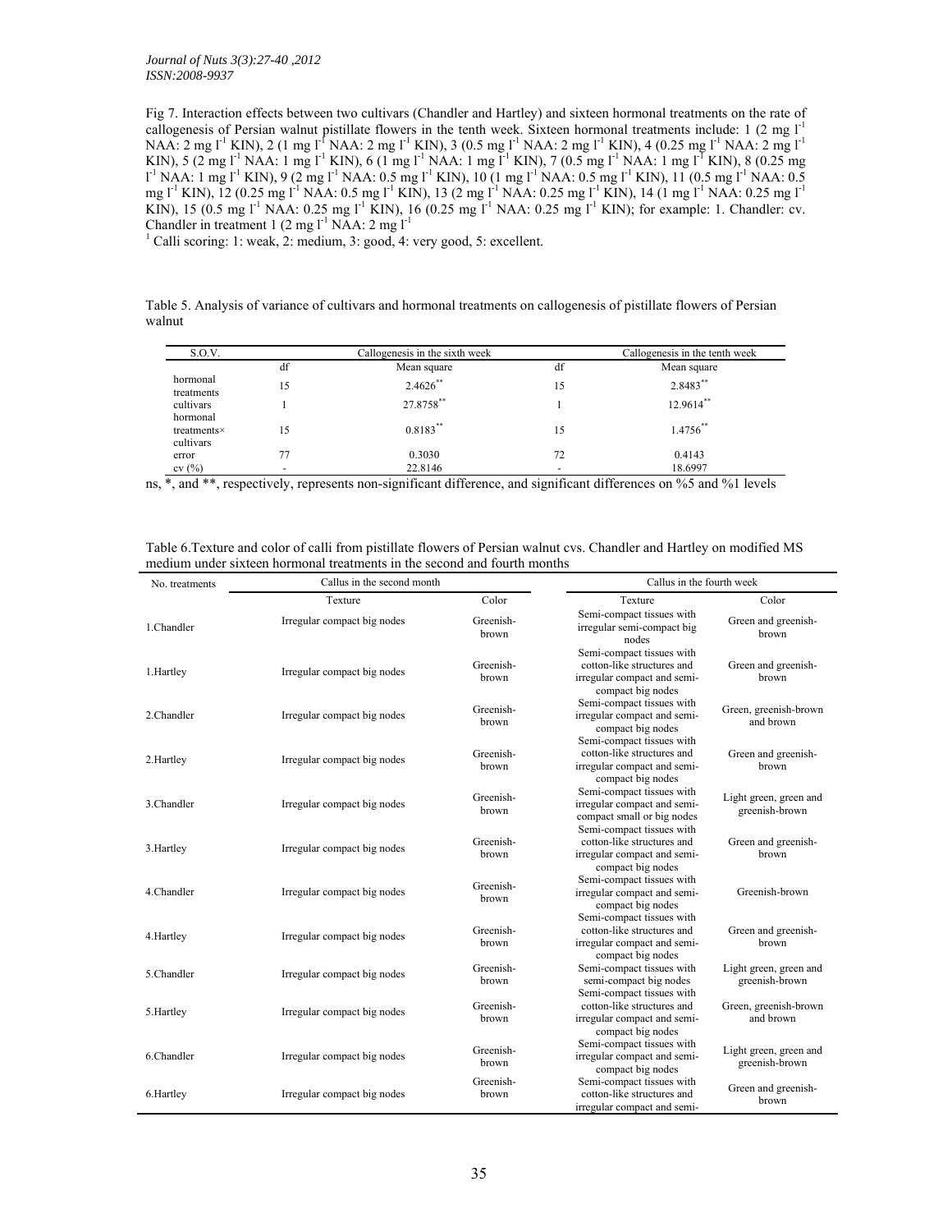Fig 7. Interaction effects between two cultivars (Chandler and Hartley) and sixteen hormonal treatments on the rate of callogenesis of Persian walnut pistillate flowers in the tenth week. Sixteen hormonal treatments include: 1 (2 mg $l^{-1}$ NAA: 2 mg $l^{-1}$ KIN), 2 (1 mg $l^{-1}$ NAA: 2 mg $l^{-1}$ KIN), 3 (0.5 mg $l^{-1}$ NAA: 2 mg $l^{-1}$ KIN), 4 (0.25 mg $l^{-1}$ NAA: 2 mg $l^{-1}$ KIN), 5 (2 mg $l^{-1}$ NAA: 1 mg $l^{-1}$ KIN), 6 (1 mg $l^{-1}$ NAA: 1 mg $l^{-1}$ KIN), 7 (0.5 mg $l^{-1}$ NAA: 1 mg $l^{-1}$ KIN), 8 (0.25 mg $l^{-1}$ NAA: 1 mg $l^{-1}$ KIN), 9 (2 mg $l^{-1}$ NAA: 0.5 mg $l^{-1}$ KIN), 10 (1 mg $l^{-1}$ NAA: 0.5 mg $l^{-1}$ KIN), 11 (0.5 mg $l^{-1}$ NAA: 0.5 mg $l^{-1}$ KIN), 12 (0.25 mg $l^{-1}$ NAA: 0.5 mg $l^{-1}$ KIN), 13 (2 mg $l^{-1}$ NAA: 0.25 mg $l^{-1}$ KIN), 14 (1 mg $l^{-1}$ NAA: 0.25 mg $l^{-1}$ KIN), 15 (0.5 mg $l^{-1}$ NAA: 0.25 mg $l^{-1}$ KIN), 16 (0.25 mg $l^{-1}$ NAA: 0.25 mg $l^{-1}$ KIN); for example: 1. Chandler: cv. Chandler in treatment 1 (2 mg $l^{-1}$ NAA: 2 mg $l^{-1}$

[1] Calli scoring: 1: weak, 2: medium, 3: good, 4: very good, 5: excellent.

Table 5. Analysis of variance of cultivars and hormonal treatments on callogenesis of pistillate flowers of Persian walnut

| S.O.V. | Callogenesis in the sixth week | | Callogenesis in the tenth week | |
|---|---|---|---|---|
| | df | Mean square | df | Mean square |
| hormonal treatments | 15 | 2.4626** | 15 | 2.8483** |
| cultivars | 1 | 27.8758** | 1 | 12.9614** |
| hormonal treatments× cultivars | 15 | 0.8183** | 15 | 1.4756** |
| error | 77 | 0.3030 | 72 | 0.4143 |
| cv (%) | - | 22.8146 | - | 18.6997 |

ns, *, and **, respectively, represents non-significant difference, and significant differences on %5 and %1 levels

Table 6.Texture and color of calli from pistillate flowers of Persian walnut cvs. Chandler and Hartley on modified MS medium under sixteen hormonal treatments in the second and fourth months

| No. treatments | Callus in the second month | | Callus in the fourth week | |
|---|---|---|---|---|
| | Texture | Color | Texture | Color |
| 1.Chandler | Irregular compact big nodes | Greenish-brown | Semi-compact tissues with irregular semi-compact big nodes | Green and greenish-brown |
| 1.Hartley | Irregular compact big nodes | Greenish-brown | Semi-compact tissues with cotton-like structures and irregular compact and semi-compact big nodes | Green and greenish-brown |
| 2.Chandler | Irregular compact big nodes | Greenish-brown | Semi-compact tissues with irregular compact and semi-compact big nodes | Green, greenish-brown and brown |
| 2.Hartley | Irregular compact big nodes | Greenish-brown | Semi-compact tissues with cotton-like structures and irregular compact and semi-compact big nodes | Green and greenish-brown |
| 3.Chandler | Irregular compact big nodes | Greenish-brown | Semi-compact tissues with irregular compact and semi-compact small or big nodes | Light green, green and greenish-brown |
| 3.Hartley | Irregular compact big nodes | Greenish-brown | Semi-compact tissues with cotton-like structures and irregular compact and semi-compact big nodes | Green and greenish-brown |
| 4.Chandler | Irregular compact big nodes | Greenish-brown | Semi-compact tissues with irregular compact and semi-compact big nodes | Greenish-brown |
| 4.Hartley | Irregular compact big nodes | Greenish-brown | Semi-compact tissues with cotton-like structures and irregular compact and semi-compact big nodes | Green and greenish-brown |
| 5.Chandler | Irregular compact big nodes | Greenish-brown | Semi-compact tissues with semi-compact big nodes | Light green, green and greenish-brown |
| 5.Hartley | Irregular compact big nodes | Greenish-brown | Semi-compact tissues with cotton-like structures and irregular compact and semi-compact big nodes | Green, greenish-brown and brown |
| 6.Chandler | Irregular compact big nodes | Greenish-brown | Semi-compact tissues with irregular compact and semi-compact big nodes | Light green, green and greenish-brown |
| 6.Hartley | Irregular compact big nodes | Greenish-brown | Semi-compact tissues with cotton-like structures and irregular compact and semi- | Green and greenish-brown |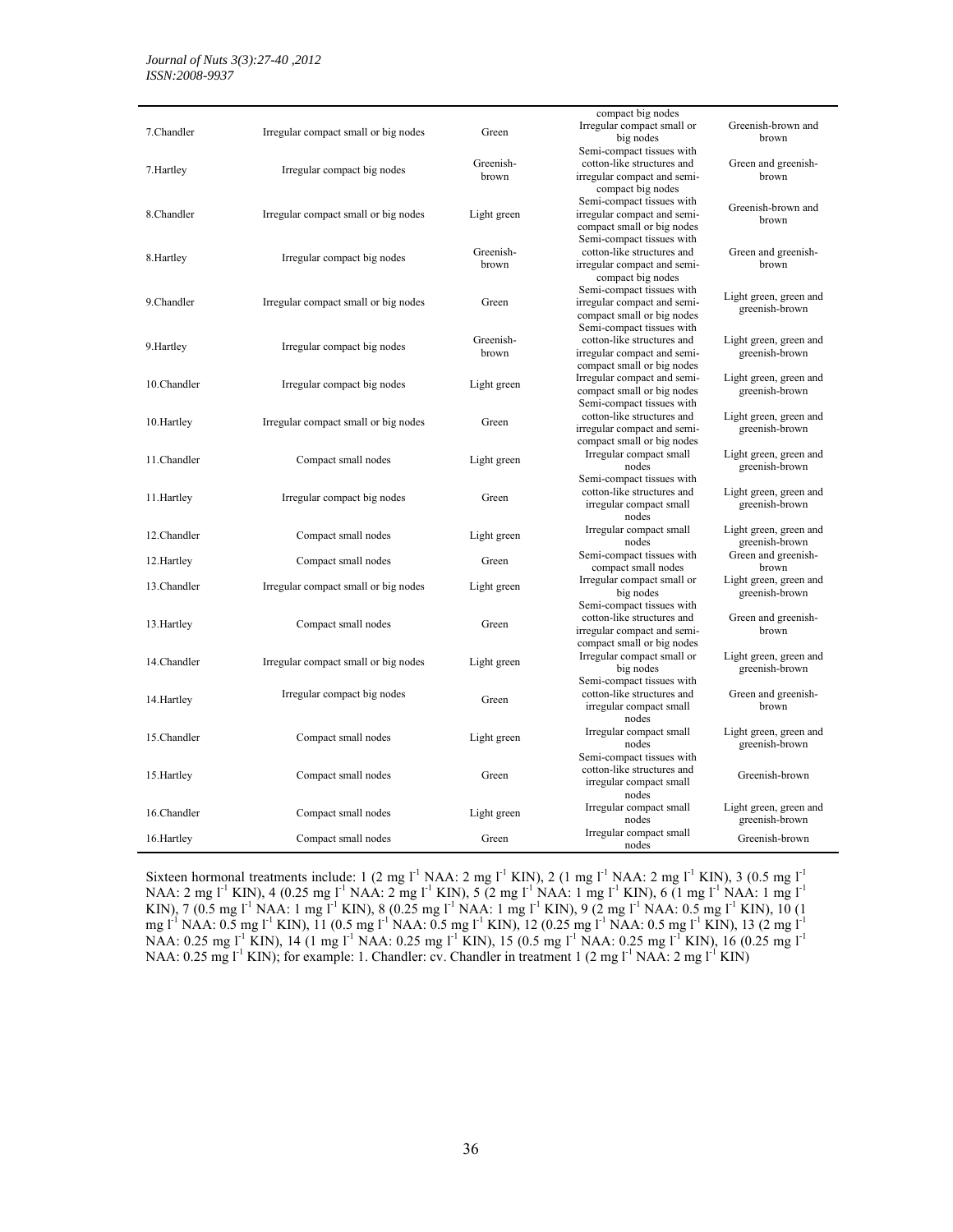| | | | compact big nodes | |
|---|---|---|---|---|
| 7.Chandler | Irregular compact small or big nodes | Green | Irregular compact small or big nodes | Greenish-brown and brown |
| 7.Hartley | Irregular compact big nodes | Greenish-brown | Semi-compact tissues with cotton-like structures and irregular compact and semi-compact big nodes | Green and greenish-brown |
| 8.Chandler | Irregular compact small or big nodes | Light green | Semi-compact tissues with irregular compact and semi-compact small or big nodes | Greenish-brown and brown |
| 8.Hartley | Irregular compact big nodes | Greenish-brown | Semi-compact tissues with cotton-like structures and irregular compact and semi-compact big nodes | Green and greenish-brown |
| 9.Chandler | Irregular compact small or big nodes | Green | Semi-compact tissues with irregular compact and semi-compact small or big nodes | Light green, green and greenish-brown |
| 9.Hartley | Irregular compact big nodes | Greenish-brown | Semi-compact tissues with cotton-like structures and irregular compact and semi-compact small or big nodes | Light green, green and greenish-brown |
| 10.Chandler | Irregular compact big nodes | Light green | Irregular compact and semi-compact small or big nodes | Light green, green and greenish-brown |
| 10.Hartley | Irregular compact small or big nodes | Green | Semi-compact tissues with cotton-like structures and irregular compact and semi-compact small or big nodes | Light green, green and greenish-brown |
| 11.Chandler | Compact small nodes | Light green | Irregular compact small nodes | Light green, green and greenish-brown |
| 11.Hartley | Irregular compact big nodes | Green | Semi-compact tissues with cotton-like structures and irregular compact small nodes | Light green, green and greenish-brown |
| 12.Chandler | Compact small nodes | Light green | Irregular compact small nodes | Light green, green and greenish-brown |
| 12.Hartley | Compact small nodes | Green | Semi-compact tissues with compact small nodes | Green and greenish-brown |
| 13.Chandler | Irregular compact small or big nodes | Light green | Irregular compact small or big nodes | Light green, green and greenish-brown |
| 13.Hartley | Compact small nodes | Green | Semi-compact tissues with cotton-like structures and irregular compact and semi-compact small or big nodes | Green and greenish-brown |
| 14.Chandler | Irregular compact small or big nodes | Light green | Irregular compact small or big nodes | Light green, green and greenish-brown |
| 14.Hartley | Irregular compact big nodes | Green | Semi-compact tissues with cotton-like structures and irregular compact small nodes | Green and greenish-brown |
| 15.Chandler | Compact small nodes | Light green | Irregular compact small nodes | Light green, green and greenish-brown |
| 15.Hartley | Compact small nodes | Green | Semi-compact tissues with cotton-like structures and irregular compact small nodes | Greenish-brown |
| 16.Chandler | Compact small nodes | Light green | Irregular compact small nodes | Light green, green and greenish-brown |
| 16.Hartley | Compact small nodes | Green | Irregular compact small nodes | Greenish-brown |

Sixteen hormonal treatments include: 1 (2 mg $l^{-1}$ NAA: 2 mg $l^{-1}$ KIN), 2 (1 mg $l^{-1}$ NAA: 2 mg $l^{-1}$ KIN), 3 (0.5 mg $l^{-1}$ NAA: 2 mg $l^{-1}$ KIN), 4 (0.25 mg $l^{-1}$ NAA: 2 mg $l^{-1}$ KIN), 5 (2 mg $l^{-1}$ NAA: 1 mg $l^{-1}$ KIN), 6 (1 mg $l^{-1}$ NAA: 1 mg $l^{-1}$ KIN), 7 (0.5 mg $l^{-1}$ NAA: 1 mg $l^{-1}$ KIN), 8 (0.25 mg $l^{-1}$ NAA: 1 mg $l^{-1}$ KIN), 9 (2 mg $l^{-1}$ NAA: 0.5 mg $l^{-1}$ KIN), 10 (1 mg $l^{-1}$ NAA: 0.5 mg $l^{-1}$ KIN), 11 (0.5 mg $l^{-1}$ NAA: 0.5 mg $l^{-1}$ KIN), 12 (0.25 mg $l^{-1}$ NAA: 0.5 mg $l^{-1}$ KIN), 13 (2 mg $l^{-1}$ NAA: 0.25 mg $l^{-1}$ KIN), 14 (1 mg $l^{-1}$ NAA: 0.25 mg $l^{-1}$ KIN), 15 (0.5 mg $l^{-1}$ NAA: 0.25 mg $l^{-1}$ KIN), 16 (0.25 mg $l^{-1}$ NAA: 0.25 mg $l^{-1}$ KIN); for example: 1. Chandler: cv. Chandler in treatment 1 (2 mg $l^{-1}$ NAA: 2 mg $l^{-1}$ KIN)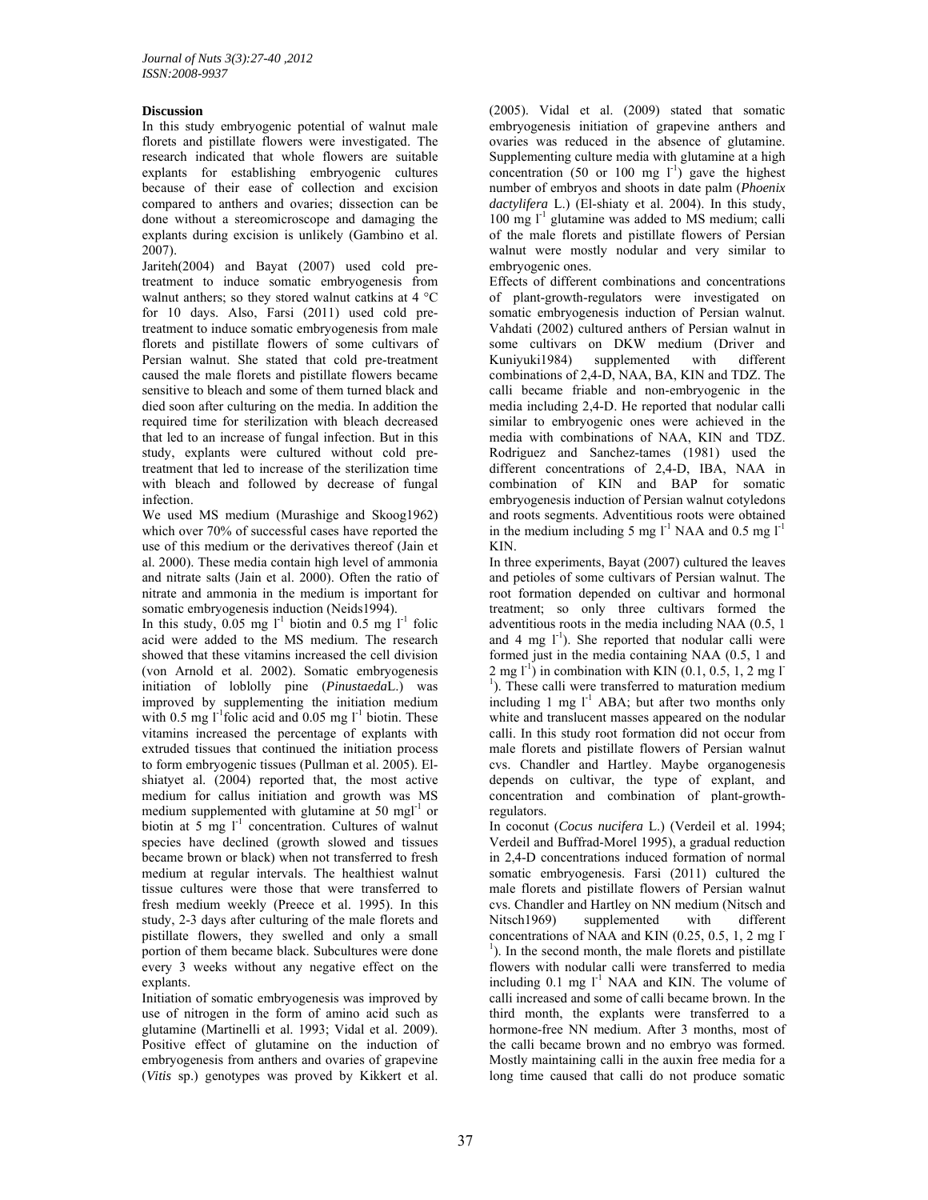## Discussion

In this study embryogenic potential of walnut male florets and pistillate flowers were investigated. The research indicated that whole flowers are suitable explants for establishing embryogenic cultures because of their ease of collection and excision compared to anthers and ovaries; dissection can be done without a stereomicroscope and damaging the explants during excision is unlikely (Gambino et al. 2007).

Jariteh(2004) and Bayat (2007) used cold pre-treatment to induce somatic embryogenesis from walnut anthers; so they stored walnut catkins at 4 °C for 10 days. Also, Farsi (2011) used cold pre-treatment to induce somatic embryogenesis from male florets and pistillate flowers of some cultivars of Persian walnut. She stated that cold pre-treatment caused the male florets and pistillate flowers became sensitive to bleach and some of them turned black and died soon after culturing on the media. In addition the required time for sterilization with bleach decreased that led to an increase of fungal infection. But in this study, explants were cultured without cold pre-treatment that led to increase of the sterilization time with bleach and followed by decrease of fungal infection.

We used MS medium (Murashige and Skoog1962) which over 70% of successful cases have reported the use of this medium or the derivatives thereof (Jain et al. 2000). These media contain high level of ammonia and nitrate salts (Jain et al. 2000). Often the ratio of nitrate and ammonia in the medium is important for somatic embryogenesis induction (Neids1994).

In this study, 0.05 mg $l^{-1}$ biotin and 0.5 mg $l^{-1}$ folic acid were added to the MS medium. The research showed that these vitamins increased the cell division (von Arnold et al. 2002). Somatic embryogenesis initiation of loblolly pine (*Pinustaeda*L.) was improved by supplementing the initiation medium with 0.5 mg $l^{-1}$folic acid and 0.05 mg $l^{-1}$ biotin. These vitamins increased the percentage of explants with extruded tissues that continued the initiation process to form embryogenic tissues (Pullman et al. 2005). El-shiatyet al. (2004) reported that, the most active medium for callus initiation and growth was MS medium supplemented with glutamine at 50 mg$l^{-1}$ or biotin at 5 mg $l^{-1}$ concentration. Cultures of walnut species have declined (growth slowed and tissues became brown or black) when not transferred to fresh medium at regular intervals. The healthiest walnut tissue cultures were those that were transferred to fresh medium weekly (Preece et al. 1995). In this study, 2-3 days after culturing of the male florets and pistillate flowers, they swelled and only a small portion of them became black. Subcultures were done every 3 weeks without any negative effect on the explants.

Initiation of somatic embryogenesis was improved by use of nitrogen in the form of amino acid such as glutamine (Martinelli et al. 1993; Vidal et al. 2009). Positive effect of glutamine on the induction of embryogenesis from anthers and ovaries of grapevine (*Vitis* sp.) genotypes was proved by Kikkert et al. (2005). Vidal et al. (2009) stated that somatic embryogenesis initiation of grapevine anthers and ovaries was reduced in the absence of glutamine. Supplementing culture media with glutamine at a high concentration (50 or 100 mg $l^{-1}$) gave the highest number of embryos and shoots in date palm (*Phoenix dactylifera* L.) (El-shiaty et al. 2004). In this study, 100 mg $l^{-1}$ glutamine was added to MS medium; calli of the male florets and pistillate flowers of Persian walnut were mostly nodular and very similar to embryogenic ones.

Effects of different combinations and concentrations of plant-growth-regulators were investigated on somatic embryogenesis induction of Persian walnut. Vahdati (2002) cultured anthers of Persian walnut in some cultivars on DKW medium (Driver and Kuniyuki1984) supplemented with different combinations of 2,4-D, NAA, BA, KIN and TDZ. The calli became friable and non-embryogenic in the media including 2,4-D. He reported that nodular calli similar to embryogenic ones were achieved in the media with combinations of NAA, KIN and TDZ. Rodriguez and Sanchez-tames (1981) used the different concentrations of 2,4-D, IBA, NAA in combination of KIN and BAP for somatic embryogenesis induction of Persian walnut cotyledons and roots segments. Adventitious roots were obtained in the medium including 5 mg $l^{-1}$ NAA and 0.5 mg $l^{-1}$ KIN.

In three experiments, Bayat (2007) cultured the leaves and petioles of some cultivars of Persian walnut. The root formation depended on cultivar and hormonal treatment; so only three cultivars formed the adventitious roots in the media including NAA (0.5, 1 and 4 mg $l^{-1}$). She reported that nodular calli were formed just in the media containing NAA (0.5, 1 and 2 mg $l^{-1}$) in combination with KIN (0.1, 0.5, 1, 2 mg $l^{-1}$). These calli were transferred to maturation medium including 1 mg $l^{-1}$ ABA; but after two months only white and translucent masses appeared on the nodular calli. In this study root formation did not occur from male florets and pistillate flowers of Persian walnut cvs. Chandler and Hartley. Maybe organogenesis depends on cultivar, the type of explant, and concentration and combination of plant-growth-regulators.

In coconut (*Cocus nucifera* L.) (Verdeil et al. 1994; Verdeil and Buffrad-Morel 1995), a gradual reduction in 2,4-D concentrations induced formation of normal somatic embryogenesis. Farsi (2011) cultured the male florets and pistillate flowers of Persian walnut cvs. Chandler and Hartley on NN medium (Nitsch and Nitsch1969) supplemented with different concentrations of NAA and KIN (0.25, 0.5, 1, 2 mg $l^{-1}$). In the second month, the male florets and pistillate flowers with nodular calli were transferred to media including 0.1 mg $l^{-1}$ NAA and KIN. The volume of calli increased and some of calli became brown. In the third month, the explants were transferred to a hormone-free NN medium. After 3 months, most of the calli became brown and no embryo was formed. Mostly maintaining calli in the auxin free media for a long time caused that calli do not produce somatic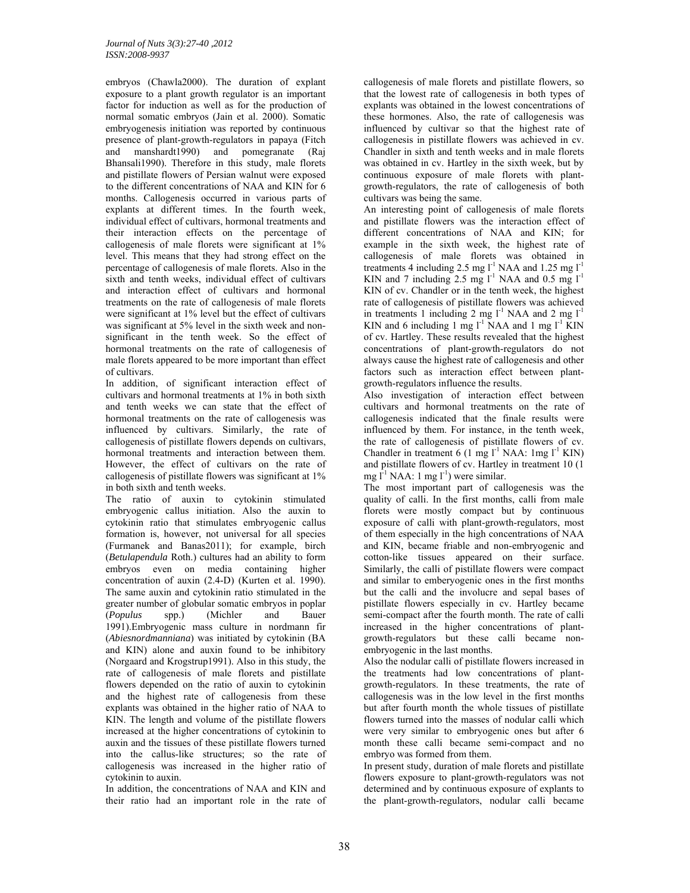embryos (Chawla2000). The duration of explant exposure to a plant growth regulator is an important factor for induction as well as for the production of normal somatic embryos (Jain et al. 2000). Somatic embryogenesis initiation was reported by continuous presence of plant-growth-regulators in papaya (Fitch and manshardt1990) and pomegranate (Raj Bhansali1990). Therefore in this study, male florets and pistillate flowers of Persian walnut were exposed to the different concentrations of NAA and KIN for 6 months. Callogenesis occurred in various parts of explants at different times. In the fourth week, individual effect of cultivars, hormonal treatments and their interaction effects on the percentage of callogenesis of male florets were significant at 1% level. This means that they had strong effect on the percentage of callogenesis of male florets. Also in the sixth and tenth weeks, individual effect of cultivars and interaction effect of cultivars and hormonal treatments on the rate of callogenesis of male florets were significant at 1% level but the effect of cultivars was significant at 5% level in the sixth week and non-significant in the tenth week. So the effect of hormonal treatments on the rate of callogenesis of male florets appeared to be more important than effect of cultivars.

In addition, of significant interaction effect of cultivars and hormonal treatments at 1% in both sixth and tenth weeks we can state that the effect of hormonal treatments on the rate of callogenesis was influenced by cultivars. Similarly, the rate of callogenesis of pistillate flowers depends on cultivars, hormonal treatments and interaction between them. However, the effect of cultivars on the rate of callogenesis of pistillate flowers was significant at 1% in both sixth and tenth weeks.

The ratio of auxin to cytokinin stimulated embryogenic callus initiation. Also the auxin to cytokinin ratio that stimulates embryogenic callus formation is, however, not universal for all species (Furmanek and Banas2011); for example, birch (*Betulapendula* Roth.) cultures had an ability to form embryos even on media containing higher concentration of auxin (2.4-D) (Kurten et al. 1990). The same auxin and cytokinin ratio stimulated in the greater number of globular somatic embryos in poplar (*Populus* spp.) (Michler and Bauer 1991).Embryogenic mass culture in nordmann fir (*Abiesnordmanniana*) was initiated by cytokinin (BA and KIN) alone and auxin found to be inhibitory (Norgaard and Krogstrup1991). Also in this study, the rate of callogenesis of male florets and pistillate flowers depended on the ratio of auxin to cytokinin and the highest rate of callogenesis from these explants was obtained in the higher ratio of NAA to KIN. The length and volume of the pistillate flowers increased at the higher concentrations of cytokinin to auxin and the tissues of these pistillate flowers turned into the callus-like structures; so the rate of callogenesis was increased in the higher ratio of cytokinin to auxin.

In addition, the concentrations of NAA and KIN and their ratio had an important role in the rate of callogenesis of male florets and pistillate flowers, so that the lowest rate of callogenesis in both types of explants was obtained in the lowest concentrations of these hormones. Also, the rate of callogenesis was influenced by cultivar so that the highest rate of callogenesis in pistillate flowers was achieved in cv. Chandler in sixth and tenth weeks and in male florets was obtained in cv. Hartley in the sixth week, but by continuous exposure of male florets with plant-growth-regulators, the rate of callogenesis of both cultivars was being the same.

An interesting point of callogenesis of male florets and pistillate flowers was the interaction effect of different concentrations of NAA and KIN; for example in the sixth week, the highest rate of callogenesis of male florets was obtained in treatments 4 including 2.5 mg l$^{-1}$ NAA and 1.25 mg l$^{-1}$ KIN and 7 including 2.5 mg l$^{-1}$ NAA and 0.5 mg l$^{-1}$ KIN of cv. Chandler or in the tenth week, the highest rate of callogenesis of pistillate flowers was achieved in treatments 1 including 2 mg l$^{-1}$ NAA and 2 mg l$^{-1}$ KIN and 6 including 1 mg l$^{-1}$ NAA and 1 mg l$^{-1}$ KIN of cv. Hartley. These results revealed that the highest concentrations of plant-growth-regulators do not always cause the highest rate of callogenesis and other factors such as interaction effect between plant-growth-regulators influence the results.

Also investigation of interaction effect between cultivars and hormonal treatments on the rate of callogenesis indicated that the finale results were influenced by them. For instance, in the tenth week, the rate of callogenesis of pistillate flowers of cv. Chandler in treatment 6 (1 mg l$^{-1}$ NAA: 1mg l$^{-1}$ KIN) and pistillate flowers of cv. Hartley in treatment 10 (1 mg l$^{-1}$ NAA: 1 mg l$^{-1}$) were similar.

The most important part of callogenesis was the quality of calli. In the first months, calli from male florets were mostly compact but by continuous exposure of calli with plant-growth-regulators, most of them especially in the high concentrations of NAA and KIN, became friable and non-embryogenic and cotton-like tissues appeared on their surface. Similarly, the calli of pistillate flowers were compact and similar to emberyogenic ones in the first months but the calli and the involucre and sepal bases of pistillate flowers especially in cv. Hartley became semi-compact after the fourth month. The rate of calli increased in the higher concentrations of plant-growth-regulators but these calli became non-embryogenic in the last months.

Also the nodular calli of pistillate flowers increased in the treatments had low concentrations of plant-growth-regulators. In these treatments, the rate of callogenesis was in the low level in the first months but after fourth month the whole tissues of pistillate flowers turned into the masses of nodular calli which were very similar to embryogenic ones but after 6 month these calli became semi-compact and no embryo was formed from them.

In present study, duration of male florets and pistillate flowers exposure to plant-growth-regulators was not determined and by continuous exposure of explants to the plant-growth-regulators, nodular calli became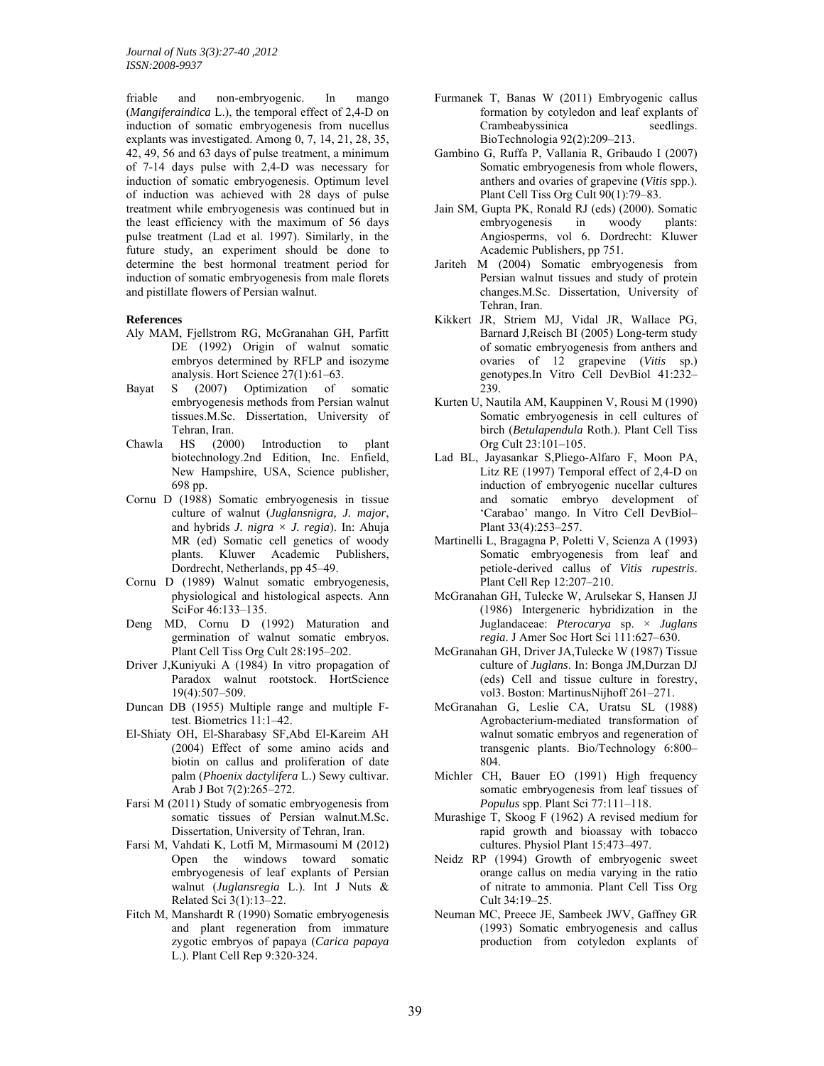friable and non-embryogenic. In mango (*Mangiferaindica* L.), the temporal effect of 2,4-D on induction of somatic embryogenesis from nucellus explants was investigated. Among 0, 7, 14, 21, 28, 35, 42, 49, 56 and 63 days of pulse treatment, a minimum of 7-14 days pulse with 2,4-D was necessary for induction of somatic embryogenesis. Optimum level of induction was achieved with 28 days of pulse treatment while embryogenesis was continued but in the least efficiency with the maximum of 56 days pulse treatment (Lad et al. 1997). Similarly, in the future study, an experiment should be done to determine the best hormonal treatment period for induction of somatic embryogenesis from male florets and pistillate flowers of Persian walnut.

**References**

- Aly MAM, Fjellstrom RG, McGranahan GH, Parfitt DE (1992) Origin of walnut somatic embryos determined by RFLP and isozyme analysis. Hort Science 27(1):61–63.
- Bayat S (2007) Optimization of somatic embryogenesis methods from Persian walnut tissues.M.Sc. Dissertation, University of Tehran, Iran.
- Chawla HS (2000) Introduction to plant biotechnology.2nd Edition, Inc. Enfield, New Hampshire, USA, Science publisher, 698 pp.
- Cornu D (1988) Somatic embryogenesis in tissue culture of walnut (*Juglansnigra, J. major*, and hybrids *J. nigra × J. regia*). In: Ahuja MR (ed) Somatic cell genetics of woody plants. Kluwer Academic Publishers, Dordrecht, Netherlands, pp 45–49.
- Cornu D (1989) Walnut somatic embryogenesis, physiological and histological aspects. Ann SciFor 46:133–135.
- Deng MD, Cornu D (1992) Maturation and germination of walnut somatic embryos. Plant Cell Tiss Org Cult 28:195–202.
- Driver J,Kuniyuki A (1984) In vitro propagation of Paradox walnut rootstock. HortScience 19(4):507–509.
- Duncan DB (1955) Multiple range and multiple F-test. Biometrics 11:1–42.
- El-Shiaty OH, El-Sharabasy SF,Abd El-Kareim AH (2004) Effect of some amino acids and biotin on callus and proliferation of date palm (*Phoenix dactylifera* L.) Sewy cultivar. Arab J Bot 7(2):265–272.
- Farsi M (2011) Study of somatic embryogenesis from somatic tissues of Persian walnut.M.Sc. Dissertation, University of Tehran, Iran.
- Farsi M, Vahdati K, Lotfi M, Mirmasoumi M (2012) Open the windows toward somatic embryogenesis of leaf explants of Persian walnut (*Juglansregia* L.). Int J Nuts & Related Sci 3(1):13–22.
- Fitch M, Manshardt R (1990) Somatic embryogenesis and plant regeneration from immature zygotic embryos of papaya (*Carica papaya* L.). Plant Cell Rep 9:320-324.
- Furmanek T, Banas W (2011) Embryogenic callus formation by cotyledon and leaf explants of Crambeabyssinica seedlings. BioTechnologia 92(2):209–213.
- Gambino G, Ruffa P, Vallania R, Gribaudo I (2007) Somatic embryogenesis from whole flowers, anthers and ovaries of grapevine (*Vitis* spp.). Plant Cell Tiss Org Cult 90(1):79–83.
- Jain SM, Gupta PK, Ronald RJ (eds) (2000). Somatic embryogenesis in woody plants: Angiosperms, vol 6. Dordrecht: Kluwer Academic Publishers, pp 751.
- Jariteh M (2004) Somatic embryogenesis from Persian walnut tissues and study of protein changes.M.Sc. Dissertation, University of Tehran, Iran.
- Kikkert JR, Striem MJ, Vidal JR, Wallace PG, Barnard J,Reisch BI (2005) Long-term study of somatic embryogenesis from anthers and ovaries of 12 grapevine (*Vitis* sp.) genotypes.In Vitro Cell DevBiol 41:232–239.
- Kurten U, Nautila AM, Kauppinen V, Rousi M (1990) Somatic embryogenesis in cell cultures of birch (*Betulapendula* Roth.). Plant Cell Tiss Org Cult 23:101–105.
- Lad BL, Jayasankar S,Pliego-Alfaro F, Moon PA, Litz RE (1997) Temporal effect of 2,4-D on induction of embryogenic nucellar cultures and somatic embryo development of 'Carabao' mango. In Vitro Cell DevBiol–Plant 33(4):253–257.
- Martinelli L, Bragagna P, Poletti V, Scienza A (1993) Somatic embryogenesis from leaf and petiole-derived callus of *Vitis rupestris*. Plant Cell Rep 12:207–210.
- McGranahan GH, Tulecke W, Arulsekar S, Hansen JJ (1986) Intergeneric hybridization in the Juglandaceae: *Pterocarya* sp. × *Juglans regia*. J Amer Soc Hort Sci 111:627–630.
- McGranahan GH, Driver JA,Tulecke W (1987) Tissue culture of *Juglans*. In: Bonga JM,Durzan DJ (eds) Cell and tissue culture in forestry, vol3. Boston: MartinusNijhoff 261–271.
- McGranahan G, Leslie CA, Uratsu SL (1988) Agrobacterium-mediated transformation of walnut somatic embryos and regeneration of transgenic plants. Bio/Technology 6:800–804.
- Michler CH, Bauer EO (1991) High frequency somatic embryogenesis from leaf tissues of *Populus* spp. Plant Sci 77:111–118.
- Murashige T, Skoog F (1962) A revised medium for rapid growth and bioassay with tobacco cultures. Physiol Plant 15:473–497.
- Neidz RP (1994) Growth of embryogenic sweet orange callus on media varying in the ratio of nitrate to ammonia. Plant Cell Tiss Org Cult 34:19–25.
- Neuman MC, Preece JE, Sambeek JWV, Gaffney GR (1993) Somatic embryogenesis and callus production from cotyledon explants of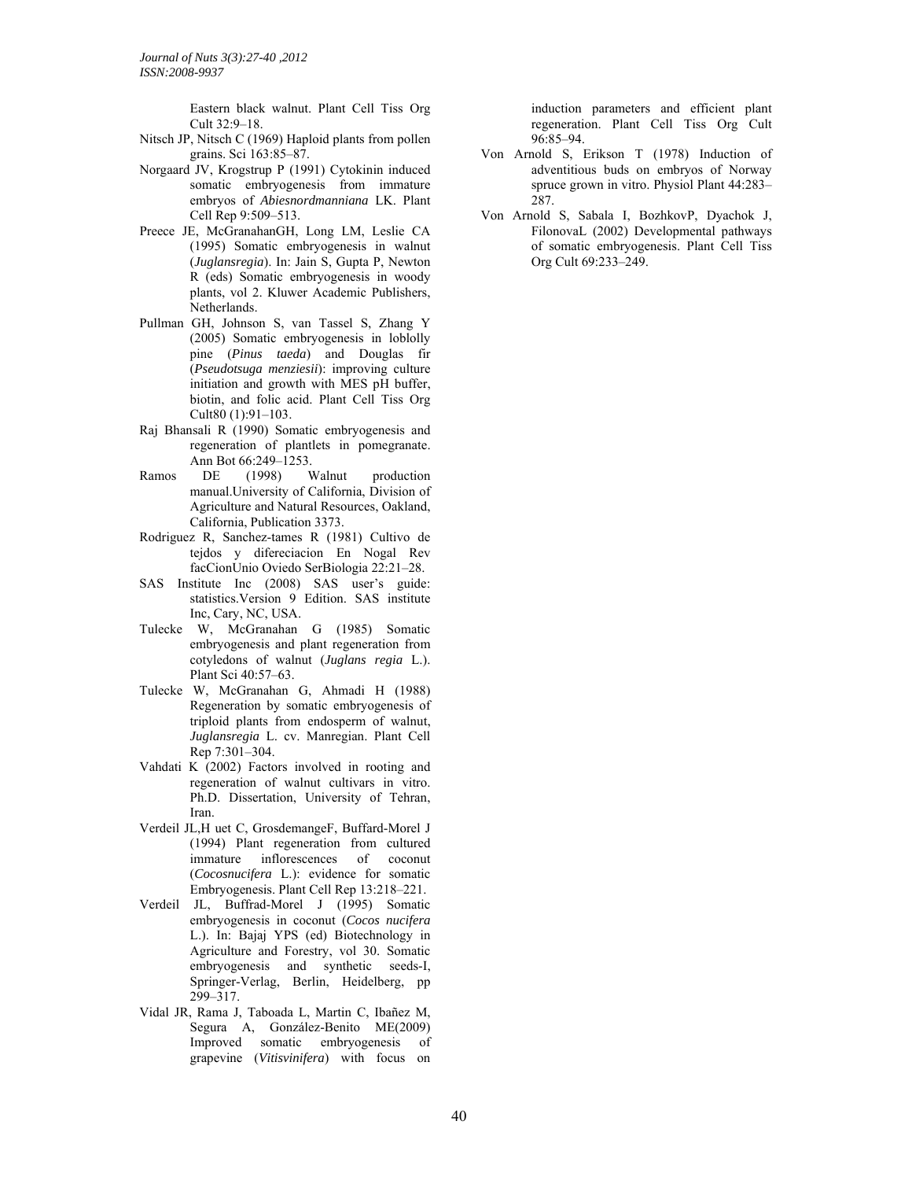Eastern black walnut. Plant Cell Tiss Org Cult 32:9–18.

Nitsch JP, Nitsch C (1969) Haploid plants from pollen grains. Sci 163:85–87.

Norgaard JV, Krogstrup P (1991) Cytokinin induced somatic embryogenesis from immature embryos of *Abiesnordmanniana* LK. Plant Cell Rep 9:509–513.

Preece JE, McGranahanGH, Long LM, Leslie CA (1995) Somatic embryogenesis in walnut (*Juglansregia*). In: Jain S, Gupta P, Newton R (eds) Somatic embryogenesis in woody plants, vol 2. Kluwer Academic Publishers, Netherlands.

Pullman GH, Johnson S, van Tassel S, Zhang Y (2005) Somatic embryogenesis in loblolly pine (*Pinus taeda*) and Douglas fir (*Pseudotsuga menziesii*): improving culture initiation and growth with MES pH buffer, biotin, and folic acid. Plant Cell Tiss Org Cult80 (1):91–103.

Raj Bhansali R (1990) Somatic embryogenesis and regeneration of plantlets in pomegranate. Ann Bot 66:249–1253.

Ramos DE (1998) Walnut production manual.University of California, Division of Agriculture and Natural Resources, Oakland, California, Publication 3373.

Rodriguez R, Sanchez-tames R (1981) Cultivo de tejdos y difereciacion En Nogal Rev facCionUnio Oviedo SerBiologia 22:21–28.

SAS Institute Inc (2008) SAS user's guide: statistics.Version 9 Edition. SAS institute Inc, Cary, NC, USA.

Tulecke W, McGranahan G (1985) Somatic embryogenesis and plant regeneration from cotyledons of walnut (*Juglans regia* L.). Plant Sci 40:57–63.

Tulecke W, McGranahan G, Ahmadi H (1988) Regeneration by somatic embryogenesis of triploid plants from endosperm of walnut, *Juglansregia* L. cv. Manregian. Plant Cell Rep 7:301–304.

Vahdati K (2002) Factors involved in rooting and regeneration of walnut cultivars in vitro. Ph.D. Dissertation, University of Tehran, Iran.

Verdeil JL,H uet C, GrosdemangeF, Buffard-Morel J (1994) Plant regeneration from cultured immature inflorescences of coconut (*Cocosnucifera* L.): evidence for somatic Embryogenesis. Plant Cell Rep 13:218–221.

Verdeil JL, Buffrad-Morel J (1995) Somatic embryogenesis in coconut (*Cocos nucifera* L.). In: Bajaj YPS (ed) Biotechnology in Agriculture and Forestry, vol 30. Somatic embryogenesis and synthetic seeds-I, Springer-Verlag, Berlin, Heidelberg, pp 299–317.

Vidal JR, Rama J, Taboada L, Martin C, Ibañez M, Segura A, González-Benito ME(2009) Improved somatic embryogenesis of grapevine (*Vitisvinifera*) with focus on induction parameters and efficient plant regeneration. Plant Cell Tiss Org Cult 96:85–94.

Von Arnold S, Erikson T (1978) Induction of adventitious buds on embryos of Norway spruce grown in vitro. Physiol Plant 44:283–287.

Von Arnold S, Sabala I, BozhkovP, Dyachok J, FilonovaL (2002) Developmental pathways of somatic embryogenesis. Plant Cell Tiss Org Cult 69:233–249.